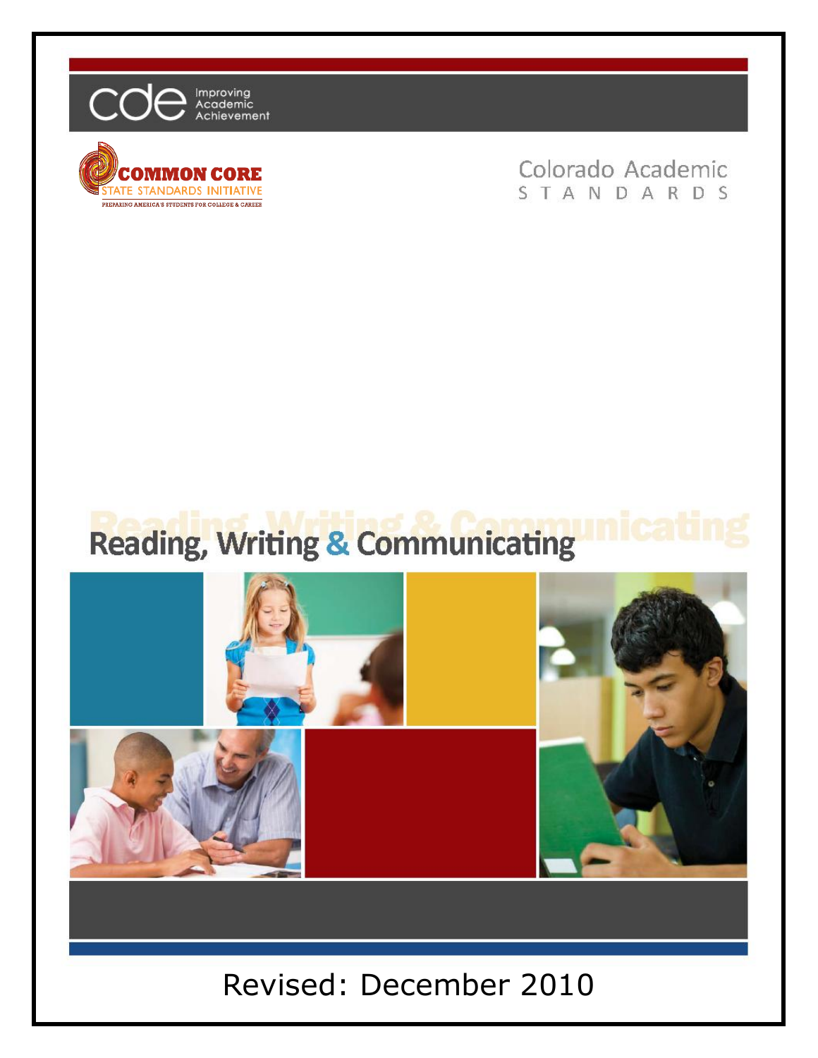cde Improving Academic Achievement

COMMON CORE STATE STANDARDS INITIATIVE
PREPARING AMERICA'S STUDENTS FOR COLLEGE & CAREER

Colorado Academic STANDARDS

# Reading, Writing & Communicating

Revised: December 2010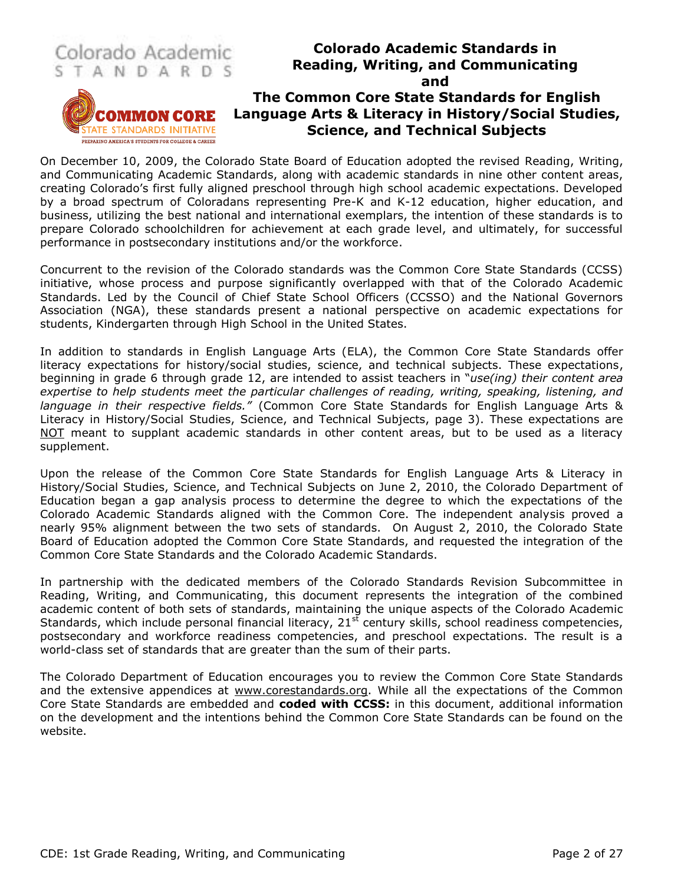# Colorado Academic Standards in Reading, Writing, and Communicating and The Common Core State Standards for English Language Arts & Literacy in History/Social Studies, Science, and Technical Subjects

On December 10, 2009, the Colorado State Board of Education adopted the revised Reading, Writing, and Communicating Academic Standards, along with academic standards in nine other content areas, creating Colorado's first fully aligned preschool through high school academic expectations. Developed by a broad spectrum of Coloradans representing Pre-K and K-12 education, higher education, and business, utilizing the best national and international exemplars, the intention of these standards is to prepare Colorado schoolchildren for achievement at each grade level, and ultimately, for successful performance in postsecondary institutions and/or the workforce.

Concurrent to the revision of the Colorado standards was the Common Core State Standards (CCSS) initiative, whose process and purpose significantly overlapped with that of the Colorado Academic Standards. Led by the Council of Chief State School Officers (CCSSO) and the National Governors Association (NGA), these standards present a national perspective on academic expectations for students, Kindergarten through High School in the United States.

In addition to standards in English Language Arts (ELA), the Common Core State Standards offer literacy expectations for history/social studies, science, and technical subjects. These expectations, beginning in grade 6 through grade 12, are intended to assist teachers in "*use(ing) their content area expertise to help students meet the particular challenges of reading, writing, speaking, listening, and language in their respective fields."* (Common Core State Standards for English Language Arts & Literacy in History/Social Studies, Science, and Technical Subjects, page 3). These expectations are NOT meant to supplant academic standards in other content areas, but to be used as a literacy supplement.

Upon the release of the Common Core State Standards for English Language Arts & Literacy in History/Social Studies, Science, and Technical Subjects on June 2, 2010, the Colorado Department of Education began a gap analysis process to determine the degree to which the expectations of the Colorado Academic Standards aligned with the Common Core. The independent analysis proved a nearly 95% alignment between the two sets of standards. On August 2, 2010, the Colorado State Board of Education adopted the Common Core State Standards, and requested the integration of the Common Core State Standards and the Colorado Academic Standards.

In partnership with the dedicated members of the Colorado Standards Revision Subcommittee in Reading, Writing, and Communicating, this document represents the integration of the combined academic content of both sets of standards, maintaining the unique aspects of the Colorado Academic Standards, which include personal financial literacy, 21st century skills, school readiness competencies, postsecondary and workforce readiness competencies, and preschool expectations. The result is a world-class set of standards that are greater than the sum of their parts.

The Colorado Department of Education encourages you to review the Common Core State Standards and the extensive appendices at www.corestandards.org. While all the expectations of the Common Core State Standards are embedded and **coded with CCSS:** in this document, additional information on the development and the intentions behind the Common Core State Standards can be found on the website.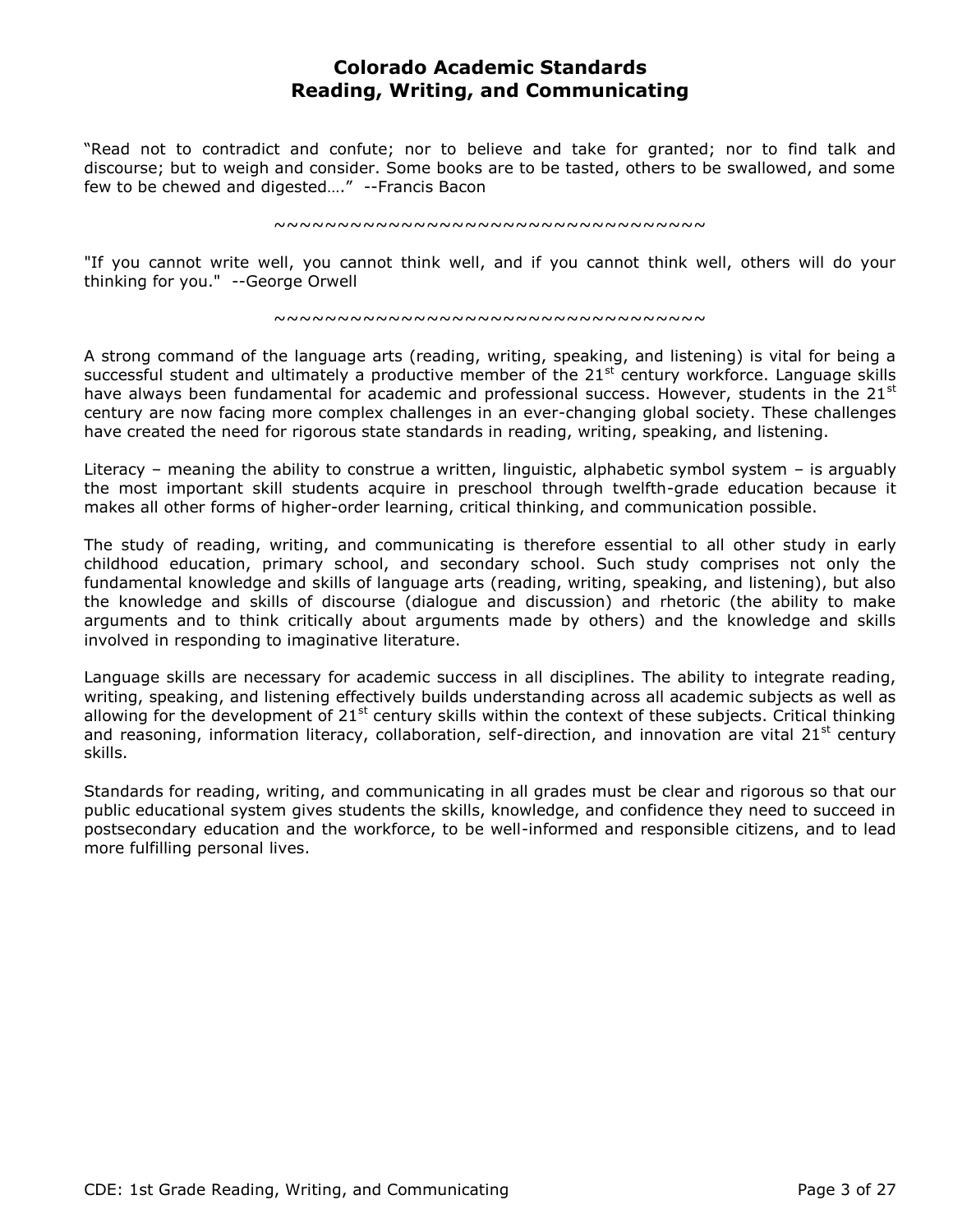# Colorado Academic Standards
# Reading, Writing, and Communicating

"Read not to contradict and confute; nor to believe and take for granted; nor to find talk and discourse; but to weigh and consider. Some books are to be tasted, others to be swallowed, and some few to be chewed and digested…." --Francis Bacon

~~~~~~~~~~~~~~~~~~~~~~~~~~~~~~~~~~~~

"If you cannot write well, you cannot think well, and if you cannot think well, others will do your thinking for you." --George Orwell

~~~~~~~~~~~~~~~~~~~~~~~~~~~~~~~~~~~~

A strong command of the language arts (reading, writing, speaking, and listening) is vital for being a successful student and ultimately a productive member of the 21st century workforce. Language skills have always been fundamental for academic and professional success. However, students in the 21st century are now facing more complex challenges in an ever-changing global society. These challenges have created the need for rigorous state standards in reading, writing, speaking, and listening.

Literacy – meaning the ability to construe a written, linguistic, alphabetic symbol system – is arguably the most important skill students acquire in preschool through twelfth-grade education because it makes all other forms of higher-order learning, critical thinking, and communication possible.

The study of reading, writing, and communicating is therefore essential to all other study in early childhood education, primary school, and secondary school. Such study comprises not only the fundamental knowledge and skills of language arts (reading, writing, speaking, and listening), but also the knowledge and skills of discourse (dialogue and discussion) and rhetoric (the ability to make arguments and to think critically about arguments made by others) and the knowledge and skills involved in responding to imaginative literature.

Language skills are necessary for academic success in all disciplines. The ability to integrate reading, writing, speaking, and listening effectively builds understanding across all academic subjects as well as allowing for the development of 21st century skills within the context of these subjects. Critical thinking and reasoning, information literacy, collaboration, self-direction, and innovation are vital 21st century skills.

Standards for reading, writing, and communicating in all grades must be clear and rigorous so that our public educational system gives students the skills, knowledge, and confidence they need to succeed in postsecondary education and the workforce, to be well-informed and responsible citizens, and to lead more fulfilling personal lives.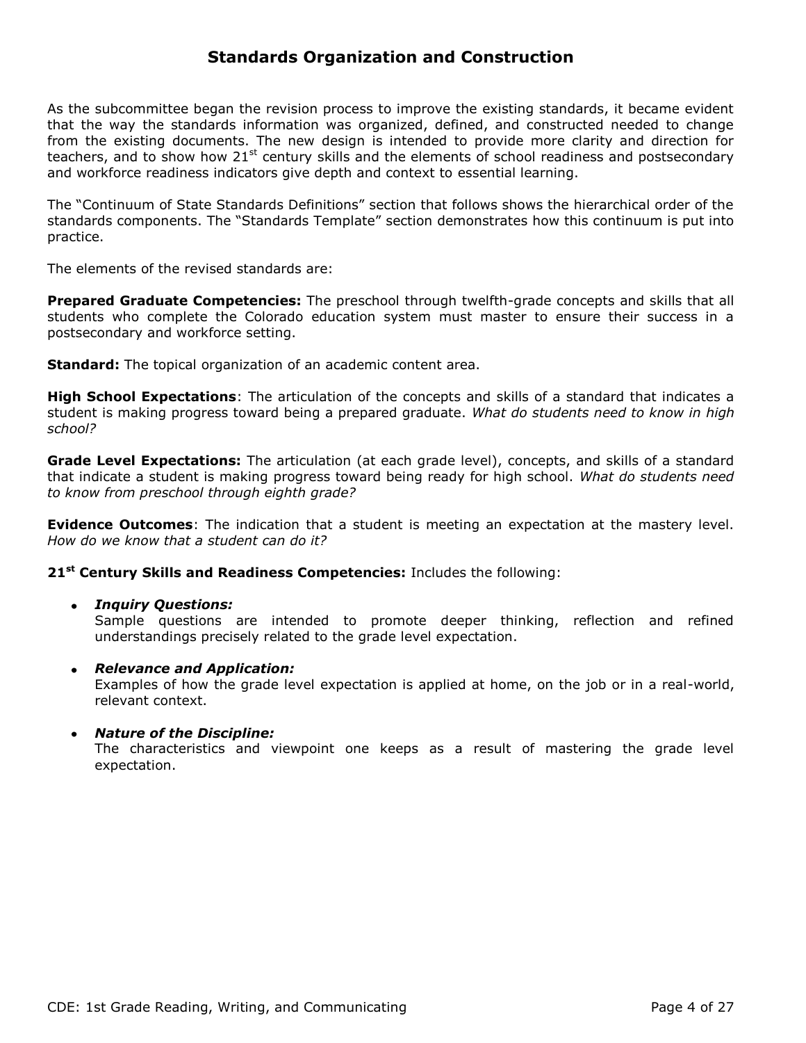## Standards Organization and Construction

As the subcommittee began the revision process to improve the existing standards, it became evident that the way the standards information was organized, defined, and constructed needed to change from the existing documents. The new design is intended to provide more clarity and direction for teachers, and to show how 21st century skills and the elements of school readiness and postsecondary and workforce readiness indicators give depth and context to essential learning.

The "Continuum of State Standards Definitions" section that follows shows the hierarchical order of the standards components. The "Standards Template" section demonstrates how this continuum is put into practice.

The elements of the revised standards are:

**Prepared Graduate Competencies:** The preschool through twelfth-grade concepts and skills that all students who complete the Colorado education system must master to ensure their success in a postsecondary and workforce setting.

**Standard:** The topical organization of an academic content area.

**High School Expectations**: The articulation of the concepts and skills of a standard that indicates a student is making progress toward being a prepared graduate. *What do students need to know in high school?*

**Grade Level Expectations:** The articulation (at each grade level), concepts, and skills of a standard that indicate a student is making progress toward being ready for high school. *What do students need to know from preschool through eighth grade?*

**Evidence Outcomes**: The indication that a student is meeting an expectation at the mastery level. *How do we know that a student can do it?*

**21st Century Skills and Readiness Competencies:** Includes the following:

- ***Inquiry Questions:***
  Sample questions are intended to promote deeper thinking, reflection and refined understandings precisely related to the grade level expectation.

- ***Relevance and Application:***
  Examples of how the grade level expectation is applied at home, on the job or in a real-world, relevant context.

- ***Nature of the Discipline:***
  The characteristics and viewpoint one keeps as a result of mastering the grade level expectation.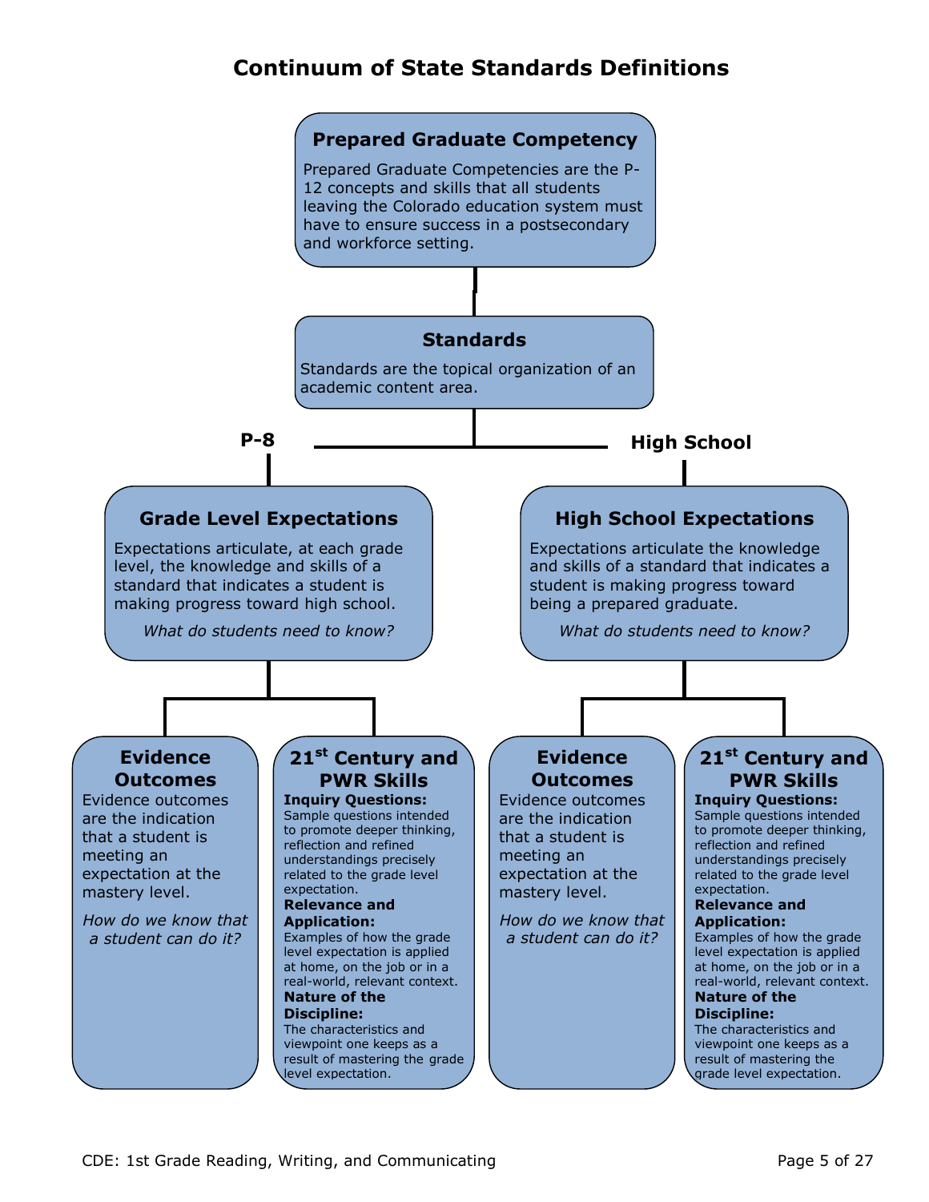# Continuum of State Standards Definitions

## Prepared Graduate Competency

Prepared Graduate Competencies are the P-12 concepts and skills that all students leaving the Colorado education system must have to ensure success in a postsecondary and workforce setting.

## Standards

Standards are the topical organization of an academic content area.

**P-8**

### Grade Level Expectations

Expectations articulate, at each grade level, the knowledge and skills of a standard that indicates a student is making progress toward high school.

*What do students need to know?*

#### Evidence Outcomes

Evidence outcomes are the indication that a student is meeting an expectation at the mastery level.

*How do we know that a student can do it?*

#### 21st Century and PWR Skills

**Inquiry Questions:**
Sample questions intended to promote deeper thinking, reflection and refined understandings precisely related to the grade level expectation.

**Relevance and Application:**
Examples of how the grade level expectation is applied at home, on the job or in a real-world, relevant context.

**Nature of the Discipline:**
The characteristics and viewpoint one keeps as a result of mastering the grade level expectation.

**High School**

### High School Expectations

Expectations articulate the knowledge and skills of a standard that indicates a student is making progress toward being a prepared graduate.

*What do students need to know?*

#### Evidence Outcomes

Evidence outcomes are the indication that a student is meeting an expectation at the mastery level.

*How do we know that a student can do it?*

#### 21st Century and PWR Skills

**Inquiry Questions:**
Sample questions intended to promote deeper thinking, reflection and refined understandings precisely related to the grade level expectation.

**Relevance and Application:**
Examples of how the grade level expectation is applied at home, on the job or in a real-world, relevant context.

**Nature of the Discipline:**
The characteristics and viewpoint one keeps as a result of mastering the grade level expectation.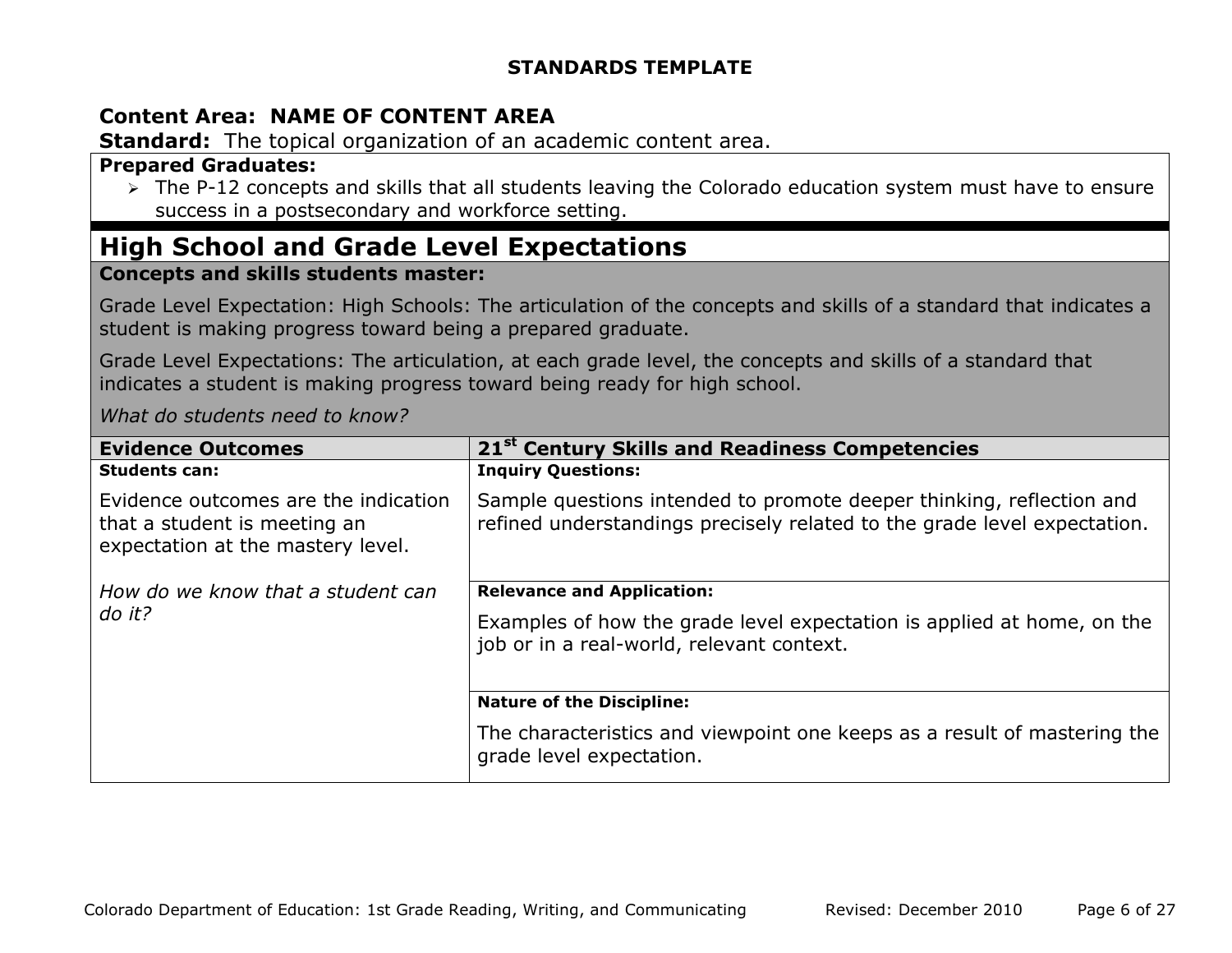**STANDARDS TEMPLATE**

**Content Area: NAME OF CONTENT AREA**

**Standard:** The topical organization of an academic content area.

**Prepared Graduates:**

- The P-12 concepts and skills that all students leaving the Colorado education system must have to ensure success in a postsecondary and workforce setting.

## High School and Grade Level Expectations

**Concepts and skills students master:**

Grade Level Expectation: High Schools: The articulation of the concepts and skills of a standard that indicates a student is making progress toward being a prepared graduate.

Grade Level Expectations: The articulation, at each grade level, the concepts and skills of a standard that indicates a student is making progress toward being ready for high school.

*What do students need to know?*

| Evidence Outcomes | 21st Century Skills and Readiness Competencies |
| --- | --- |
| **Students can:**<br><br>Evidence outcomes are the indication that a student is meeting an expectation at the mastery level.<br><br>*How do we know that a student can do it?* | **Inquiry Questions:**<br><br>Sample questions intended to promote deeper thinking, reflection and refined understandings precisely related to the grade level expectation. |
| | **Relevance and Application:**<br><br>Examples of how the grade level expectation is applied at home, on the job or in a real-world, relevant context. |
| | **Nature of the Discipline:**<br><br>The characteristics and viewpoint one keeps as a result of mastering the grade level expectation. |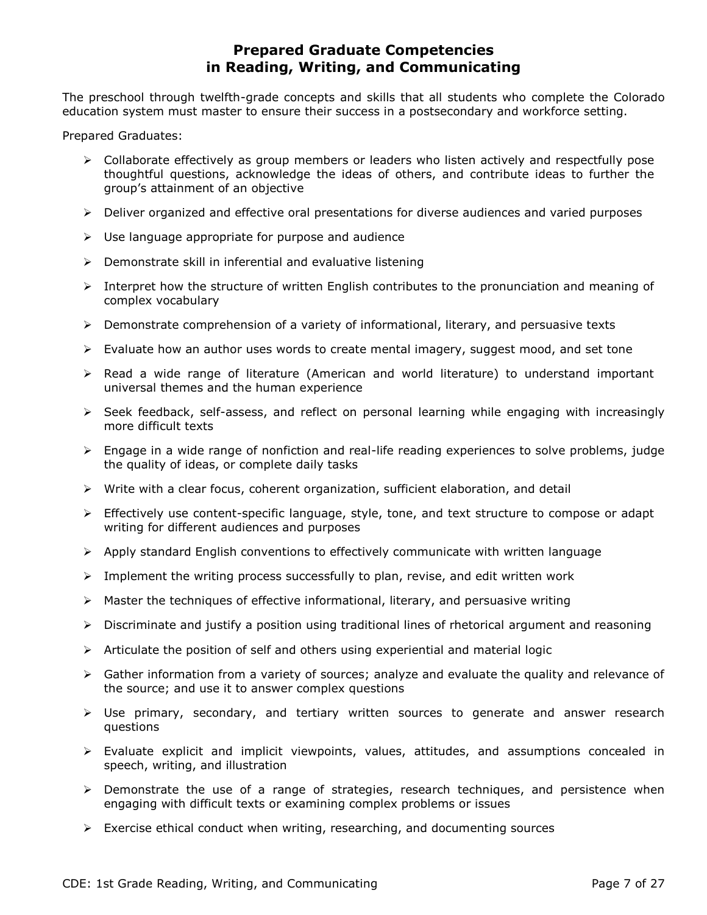# Prepared Graduate Competencies in Reading, Writing, and Communicating

The preschool through twelfth-grade concepts and skills that all students who complete the Colorado education system must master to ensure their success in a postsecondary and workforce setting.

Prepared Graduates:

- Collaborate effectively as group members or leaders who listen actively and respectfully pose thoughtful questions, acknowledge the ideas of others, and contribute ideas to further the group's attainment of an objective
- Deliver organized and effective oral presentations for diverse audiences and varied purposes
- Use language appropriate for purpose and audience
- Demonstrate skill in inferential and evaluative listening
- Interpret how the structure of written English contributes to the pronunciation and meaning of complex vocabulary
- Demonstrate comprehension of a variety of informational, literary, and persuasive texts
- Evaluate how an author uses words to create mental imagery, suggest mood, and set tone
- Read a wide range of literature (American and world literature) to understand important universal themes and the human experience
- Seek feedback, self-assess, and reflect on personal learning while engaging with increasingly more difficult texts
- Engage in a wide range of nonfiction and real-life reading experiences to solve problems, judge the quality of ideas, or complete daily tasks
- Write with a clear focus, coherent organization, sufficient elaboration, and detail
- Effectively use content-specific language, style, tone, and text structure to compose or adapt writing for different audiences and purposes
- Apply standard English conventions to effectively communicate with written language
- Implement the writing process successfully to plan, revise, and edit written work
- Master the techniques of effective informational, literary, and persuasive writing
- Discriminate and justify a position using traditional lines of rhetorical argument and reasoning
- Articulate the position of self and others using experiential and material logic
- Gather information from a variety of sources; analyze and evaluate the quality and relevance of the source; and use it to answer complex questions
- Use primary, secondary, and tertiary written sources to generate and answer research questions
- Evaluate explicit and implicit viewpoints, values, attitudes, and assumptions concealed in speech, writing, and illustration
- Demonstrate the use of a range of strategies, research techniques, and persistence when engaging with difficult texts or examining complex problems or issues
- Exercise ethical conduct when writing, researching, and documenting sources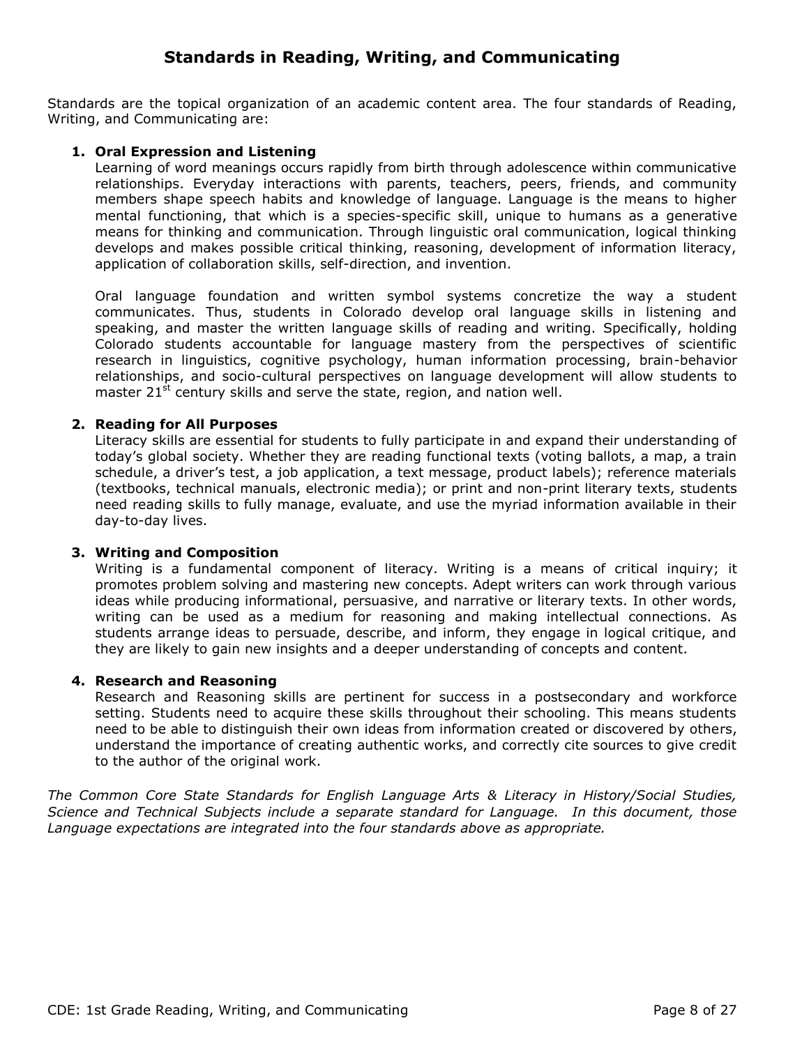## Standards in Reading, Writing, and Communicating

Standards are the topical organization of an academic content area. The four standards of Reading, Writing, and Communicating are:

1. **Oral Expression and Listening**
   Learning of word meanings occurs rapidly from birth through adolescence within communicative relationships. Everyday interactions with parents, teachers, peers, friends, and community members shape speech habits and knowledge of language. Language is the means to higher mental functioning, that which is a species-specific skill, unique to humans as a generative means for thinking and communication. Through linguistic oral communication, logical thinking develops and makes possible critical thinking, reasoning, development of information literacy, application of collaboration skills, self-direction, and invention.

   Oral language foundation and written symbol systems concretize the way a student communicates. Thus, students in Colorado develop oral language skills in listening and speaking, and master the written language skills of reading and writing. Specifically, holding Colorado students accountable for language mastery from the perspectives of scientific research in linguistics, cognitive psychology, human information processing, brain-behavior relationships, and socio-cultural perspectives on language development will allow students to master 21st century skills and serve the state, region, and nation well.

2. **Reading for All Purposes**
   Literacy skills are essential for students to fully participate in and expand their understanding of today's global society. Whether they are reading functional texts (voting ballots, a map, a train schedule, a driver's test, a job application, a text message, product labels); reference materials (textbooks, technical manuals, electronic media); or print and non-print literary texts, students need reading skills to fully manage, evaluate, and use the myriad information available in their day-to-day lives.

3. **Writing and Composition**
   Writing is a fundamental component of literacy. Writing is a means of critical inquiry; it promotes problem solving and mastering new concepts. Adept writers can work through various ideas while producing informational, persuasive, and narrative or literary texts. In other words, writing can be used as a medium for reasoning and making intellectual connections. As students arrange ideas to persuade, describe, and inform, they engage in logical critique, and they are likely to gain new insights and a deeper understanding of concepts and content.

4. **Research and Reasoning**
   Research and Reasoning skills are pertinent for success in a postsecondary and workforce setting. Students need to acquire these skills throughout their schooling. This means students need to be able to distinguish their own ideas from information created or discovered by others, understand the importance of creating authentic works, and correctly cite sources to give credit to the author of the original work.

*The Common Core State Standards for English Language Arts & Literacy in History/Social Studies, Science and Technical Subjects include a separate standard for Language. In this document, those Language expectations are integrated into the four standards above as appropriate.*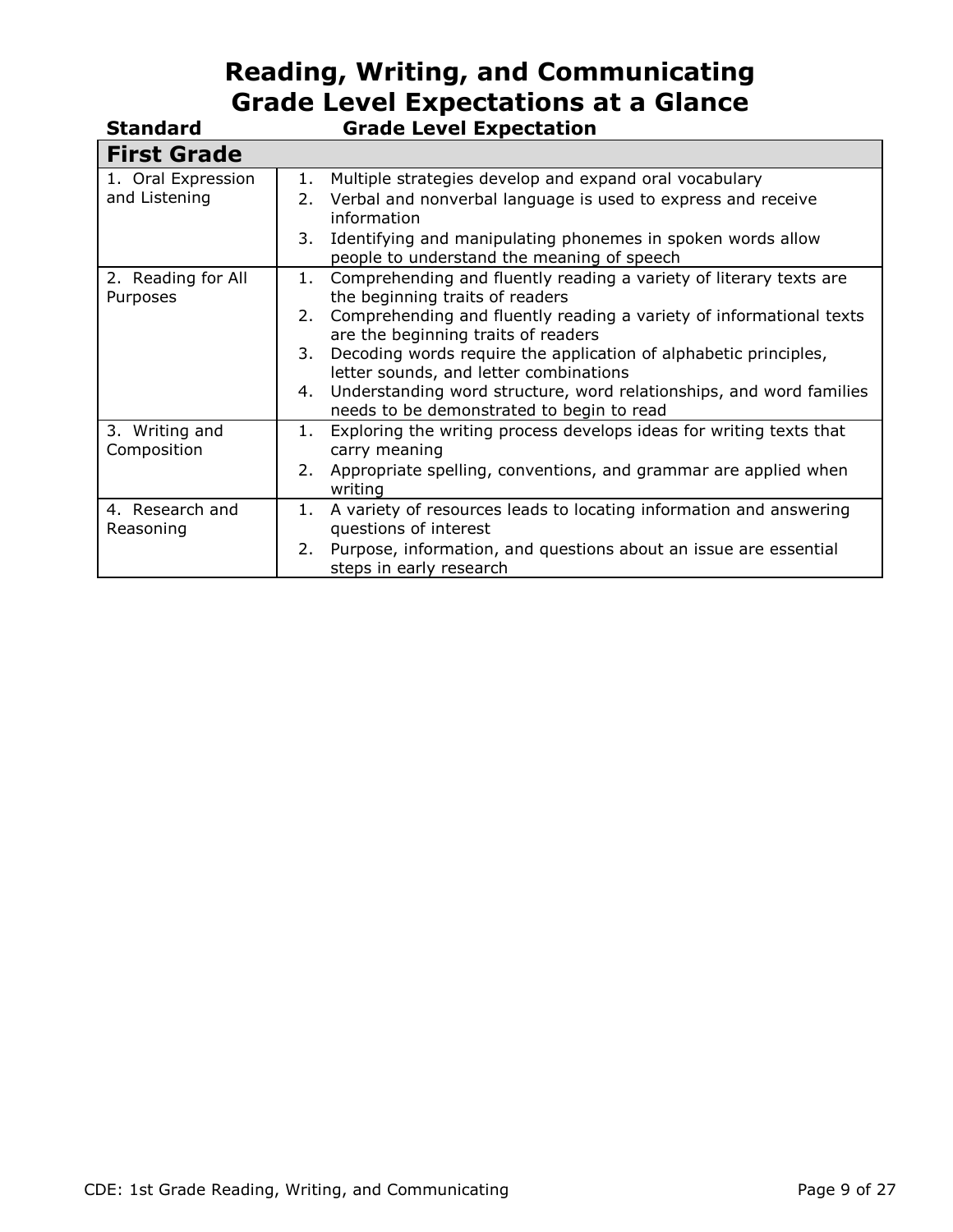# Reading, Writing, and Communicating
# Grade Level Expectations at a Glance

| Standard | Grade Level Expectation |
|---|---|
| **First Grade** | |
| 1. Oral Expression and Listening | 1. Multiple strategies develop and expand oral vocabulary<br>2. Verbal and nonverbal language is used to express and receive information<br>3. Identifying and manipulating phonemes in spoken words allow people to understand the meaning of speech |
| 2. Reading for All Purposes | 1. Comprehending and fluently reading a variety of literary texts are the beginning traits of readers<br>2. Comprehending and fluently reading a variety of informational texts are the beginning traits of readers<br>3. Decoding words require the application of alphabetic principles, letter sounds, and letter combinations<br>4. Understanding word structure, word relationships, and word families needs to be demonstrated to begin to read |
| 3. Writing and Composition | 1. Exploring the writing process develops ideas for writing texts that carry meaning<br>2. Appropriate spelling, conventions, and grammar are applied when writing |
| 4. Research and Reasoning | 1. A variety of resources leads to locating information and answering questions of interest<br>2. Purpose, information, and questions about an issue are essential steps in early research |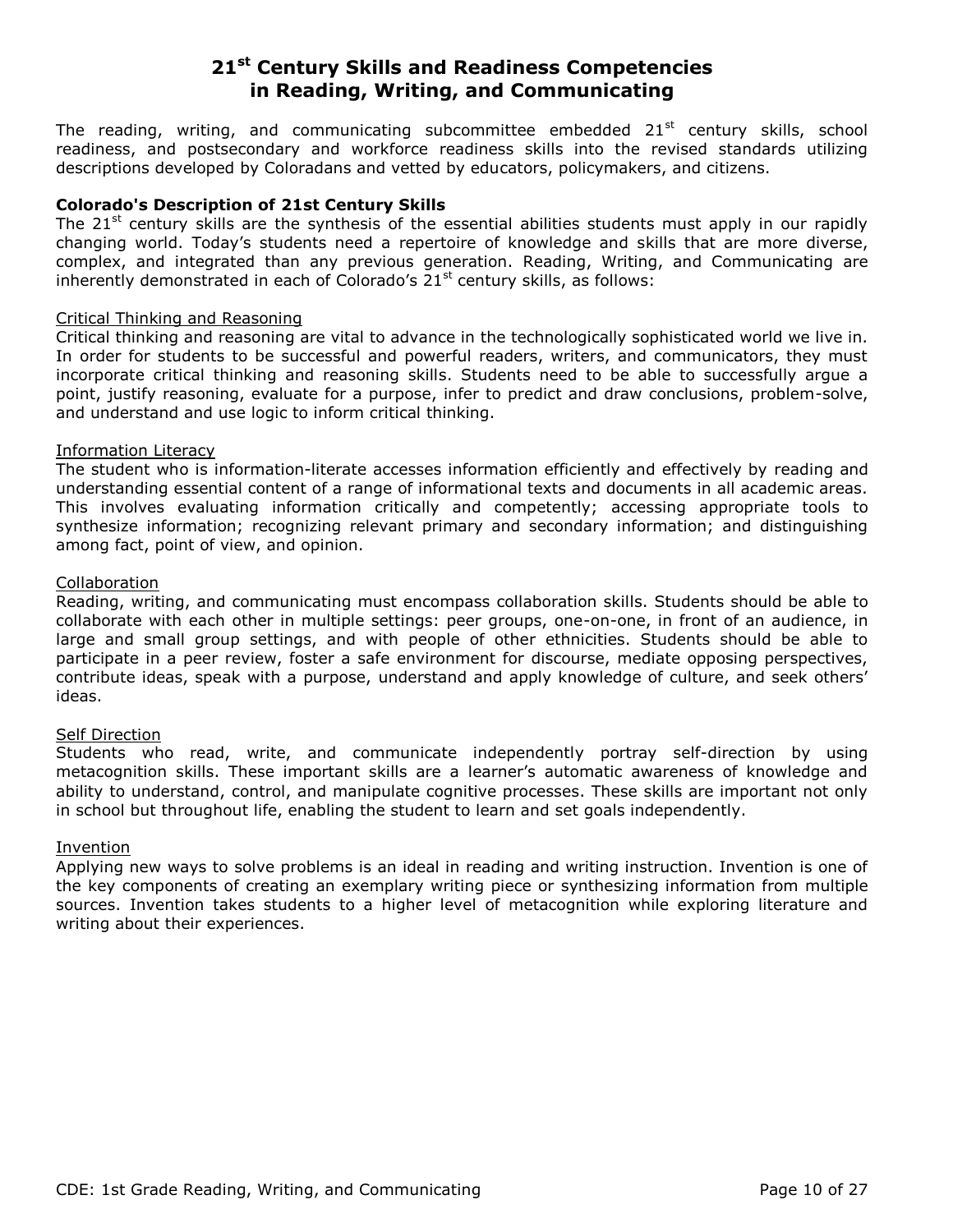# 21st Century Skills and Readiness Competencies in Reading, Writing, and Communicating

The reading, writing, and communicating subcommittee embedded 21st century skills, school readiness, and postsecondary and workforce readiness skills into the revised standards utilizing descriptions developed by Coloradans and vetted by educators, policymakers, and citizens.

**Colorado's Description of 21st Century Skills**

The 21st century skills are the synthesis of the essential abilities students must apply in our rapidly changing world. Today's students need a repertoire of knowledge and skills that are more diverse, complex, and integrated than any previous generation. Reading, Writing, and Communicating are inherently demonstrated in each of Colorado's 21st century skills, as follows:

<u>Critical Thinking and Reasoning</u>

Critical thinking and reasoning are vital to advance in the technologically sophisticated world we live in. In order for students to be successful and powerful readers, writers, and communicators, they must incorporate critical thinking and reasoning skills. Students need to be able to successfully argue a point, justify reasoning, evaluate for a purpose, infer to predict and draw conclusions, problem-solve, and understand and use logic to inform critical thinking.

<u>Information Literacy</u>

The student who is information-literate accesses information efficiently and effectively by reading and understanding essential content of a range of informational texts and documents in all academic areas. This involves evaluating information critically and competently; accessing appropriate tools to synthesize information; recognizing relevant primary and secondary information; and distinguishing among fact, point of view, and opinion.

<u>Collaboration</u>

Reading, writing, and communicating must encompass collaboration skills. Students should be able to collaborate with each other in multiple settings: peer groups, one-on-one, in front of an audience, in large and small group settings, and with people of other ethnicities. Students should be able to participate in a peer review, foster a safe environment for discourse, mediate opposing perspectives, contribute ideas, speak with a purpose, understand and apply knowledge of culture, and seek others' ideas.

<u>Self Direction</u>

Students who read, write, and communicate independently portray self-direction by using metacognition skills. These important skills are a learner's automatic awareness of knowledge and ability to understand, control, and manipulate cognitive processes. These skills are important not only in school but throughout life, enabling the student to learn and set goals independently.

<u>Invention</u>

Applying new ways to solve problems is an ideal in reading and writing instruction. Invention is one of the key components of creating an exemplary writing piece or synthesizing information from multiple sources. Invention takes students to a higher level of metacognition while exploring literature and writing about their experiences.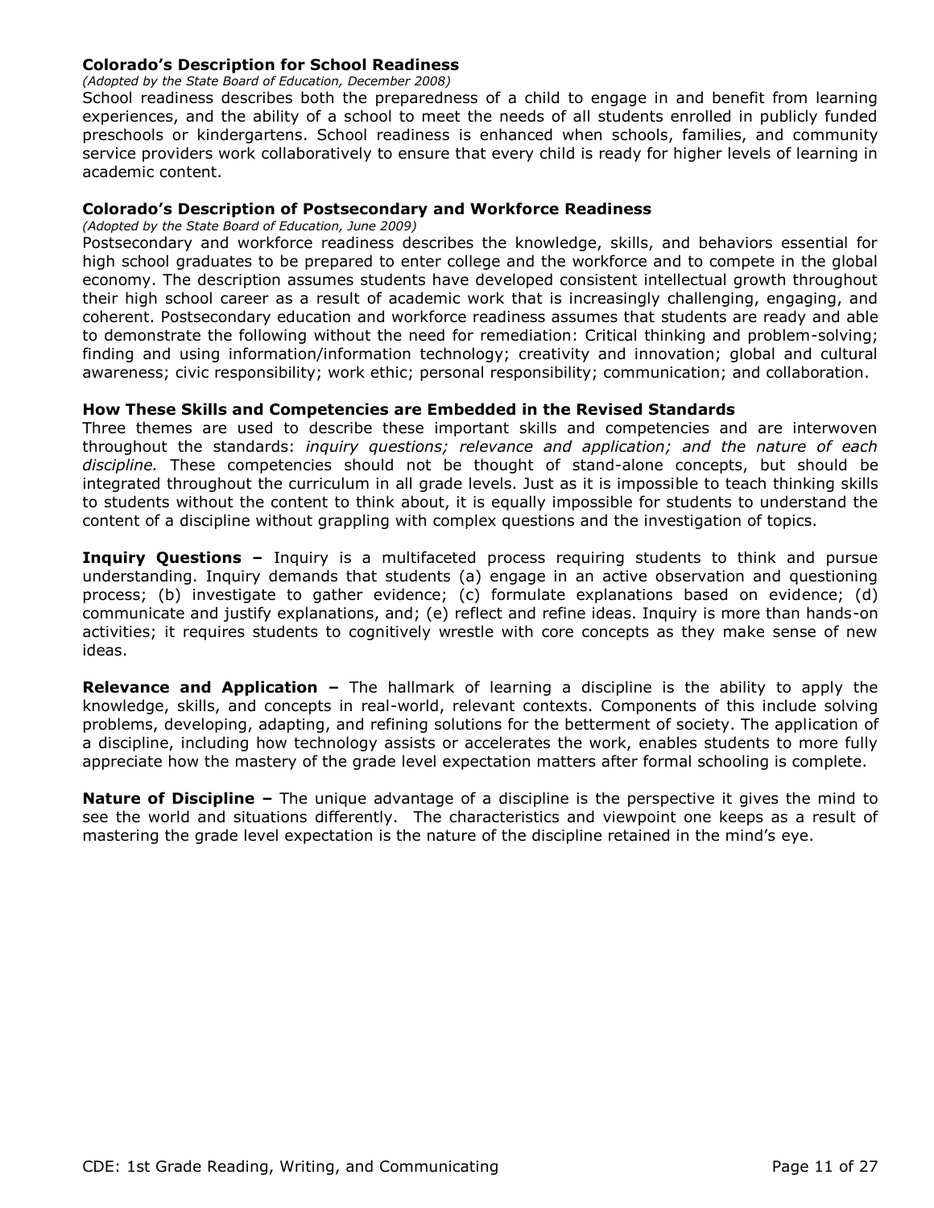### Colorado's Description for School Readiness

*(Adopted by the State Board of Education, December 2008)*

School readiness describes both the preparedness of a child to engage in and benefit from learning experiences, and the ability of a school to meet the needs of all students enrolled in publicly funded preschools or kindergartens. School readiness is enhanced when schools, families, and community service providers work collaboratively to ensure that every child is ready for higher levels of learning in academic content.

### Colorado's Description of Postsecondary and Workforce Readiness

*(Adopted by the State Board of Education, June 2009)*

Postsecondary and workforce readiness describes the knowledge, skills, and behaviors essential for high school graduates to be prepared to enter college and the workforce and to compete in the global economy. The description assumes students have developed consistent intellectual growth throughout their high school career as a result of academic work that is increasingly challenging, engaging, and coherent. Postsecondary education and workforce readiness assumes that students are ready and able to demonstrate the following without the need for remediation: Critical thinking and problem-solving; finding and using information/information technology; creativity and innovation; global and cultural awareness; civic responsibility; work ethic; personal responsibility; communication; and collaboration.

### How These Skills and Competencies are Embedded in the Revised Standards

Three themes are used to describe these important skills and competencies and are interwoven throughout the standards: *inquiry questions; relevance and application; and the nature of each discipline.* These competencies should not be thought of stand-alone concepts, but should be integrated throughout the curriculum in all grade levels. Just as it is impossible to teach thinking skills to students without the content to think about, it is equally impossible for students to understand the content of a discipline without grappling with complex questions and the investigation of topics.

**Inquiry Questions –** Inquiry is a multifaceted process requiring students to think and pursue understanding. Inquiry demands that students (a) engage in an active observation and questioning process; (b) investigate to gather evidence; (c) formulate explanations based on evidence; (d) communicate and justify explanations, and; (e) reflect and refine ideas. Inquiry is more than hands-on activities; it requires students to cognitively wrestle with core concepts as they make sense of new ideas.

**Relevance and Application –** The hallmark of learning a discipline is the ability to apply the knowledge, skills, and concepts in real-world, relevant contexts. Components of this include solving problems, developing, adapting, and refining solutions for the betterment of society. The application of a discipline, including how technology assists or accelerates the work, enables students to more fully appreciate how the mastery of the grade level expectation matters after formal schooling is complete.

**Nature of Discipline –** The unique advantage of a discipline is the perspective it gives the mind to see the world and situations differently. The characteristics and viewpoint one keeps as a result of mastering the grade level expectation is the nature of the discipline retained in the mind's eye.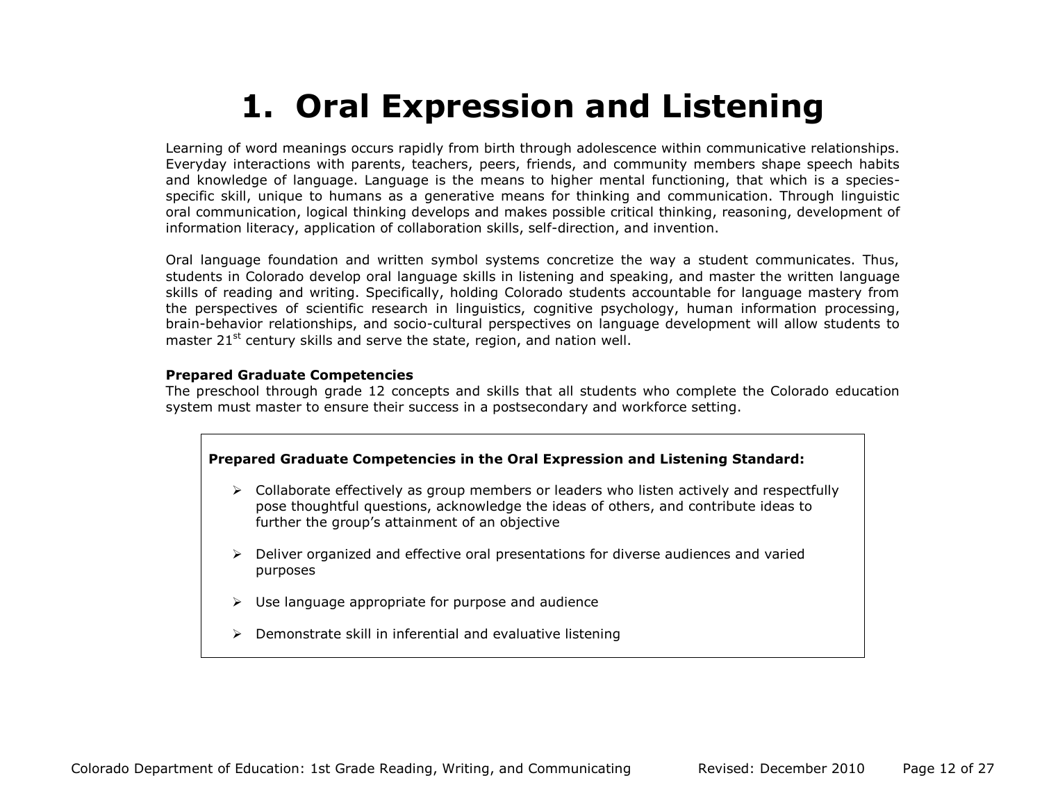# 1. Oral Expression and Listening

Learning of word meanings occurs rapidly from birth through adolescence within communicative relationships. Everyday interactions with parents, teachers, peers, friends, and community members shape speech habits and knowledge of language. Language is the means to higher mental functioning, that which is a species-specific skill, unique to humans as a generative means for thinking and communication. Through linguistic oral communication, logical thinking develops and makes possible critical thinking, reasoning, development of information literacy, application of collaboration skills, self-direction, and invention.

Oral language foundation and written symbol systems concretize the way a student communicates. Thus, students in Colorado develop oral language skills in listening and speaking, and master the written language skills of reading and writing. Specifically, holding Colorado students accountable for language mastery from the perspectives of scientific research in linguistics, cognitive psychology, human information processing, brain-behavior relationships, and socio-cultural perspectives on language development will allow students to master 21st century skills and serve the state, region, and nation well.

**Prepared Graduate Competencies**

The preschool through grade 12 concepts and skills that all students who complete the Colorado education system must master to ensure their success in a postsecondary and workforce setting.

**Prepared Graduate Competencies in the Oral Expression and Listening Standard:**

- Collaborate effectively as group members or leaders who listen actively and respectfully pose thoughtful questions, acknowledge the ideas of others, and contribute ideas to further the group's attainment of an objective
- Deliver organized and effective oral presentations for diverse audiences and varied purposes
- Use language appropriate for purpose and audience
- Demonstrate skill in inferential and evaluative listening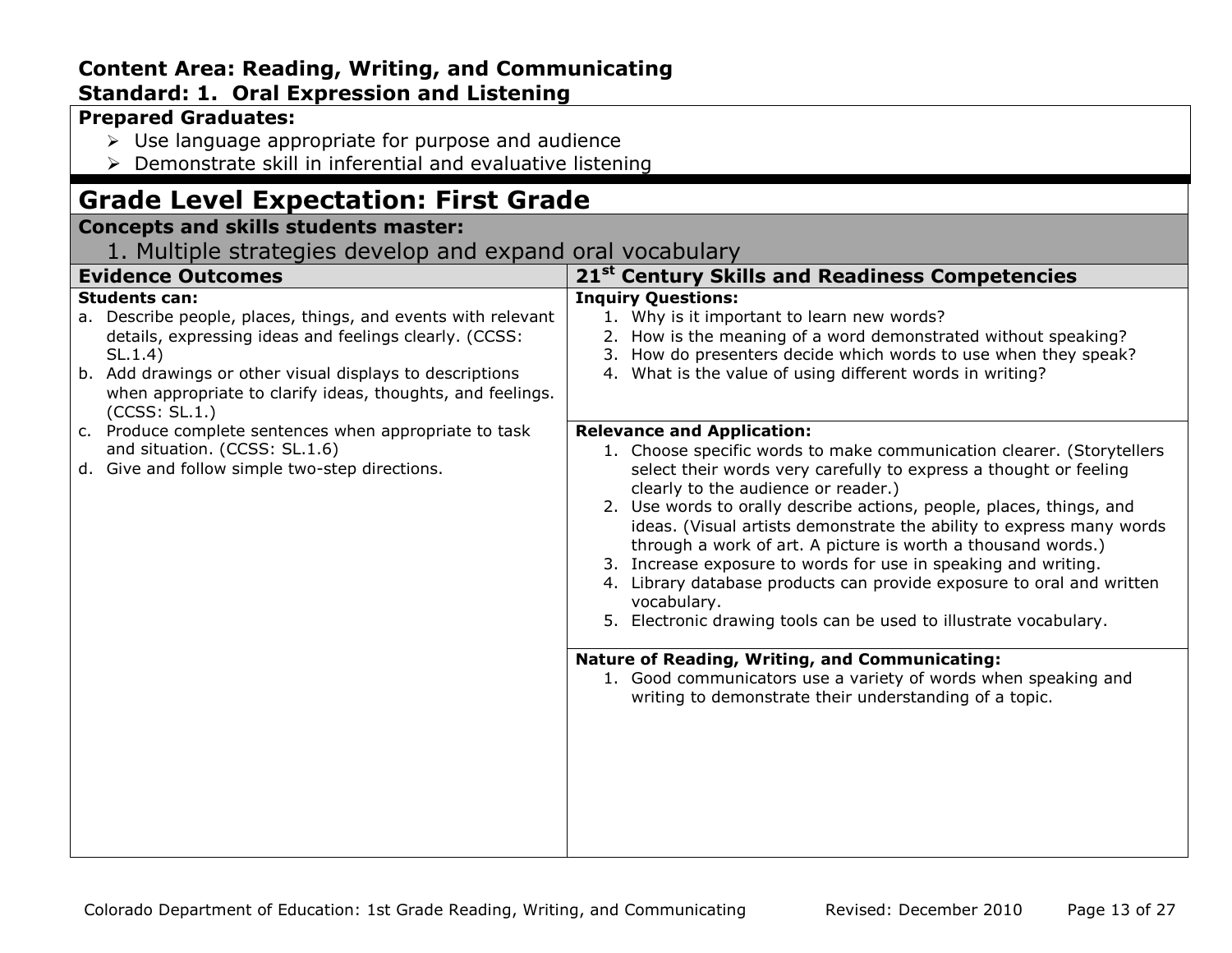**Content Area: Reading, Writing, and Communicating**
**Standard: 1. Oral Expression and Listening**

**Prepared Graduates:**

- Use language appropriate for purpose and audience
- Demonstrate skill in inferential and evaluative listening

# Grade Level Expectation: First Grade

**Concepts and skills students master:**

1. Multiple strategies develop and expand oral vocabulary

| Evidence Outcomes | 21st Century Skills and Readiness Competencies |
|---|---|
| **Students can:**<br>a. Describe people, places, things, and events with relevant details, expressing ideas and feelings clearly. (CCSS: SL.1.4)<br>b. Add drawings or other visual displays to descriptions when appropriate to clarify ideas, thoughts, and feelings. (CCSS: SL.1.)<br>c. Produce complete sentences when appropriate to task and situation. (CCSS: SL.1.6)<br>d. Give and follow simple two-step directions. | **Inquiry Questions:**<br>1. Why is it important to learn new words?<br>2. How is the meaning of a word demonstrated without speaking?<br>3. How do presenters decide which words to use when they speak?<br>4. What is the value of using different words in writing?<br><br>**Relevance and Application:**<br>1. Choose specific words to make communication clearer. (Storytellers select their words very carefully to express a thought or feeling clearly to the audience or reader.)<br>2. Use words to orally describe actions, people, places, things, and ideas. (Visual artists demonstrate the ability to express many words through a work of art. A picture is worth a thousand words.)<br>3. Increase exposure to words for use in speaking and writing.<br>4. Library database products can provide exposure to oral and written vocabulary.<br>5. Electronic drawing tools can be used to illustrate vocabulary.<br><br>**Nature of Reading, Writing, and Communicating:**<br>1. Good communicators use a variety of words when speaking and writing to demonstrate their understanding of a topic. |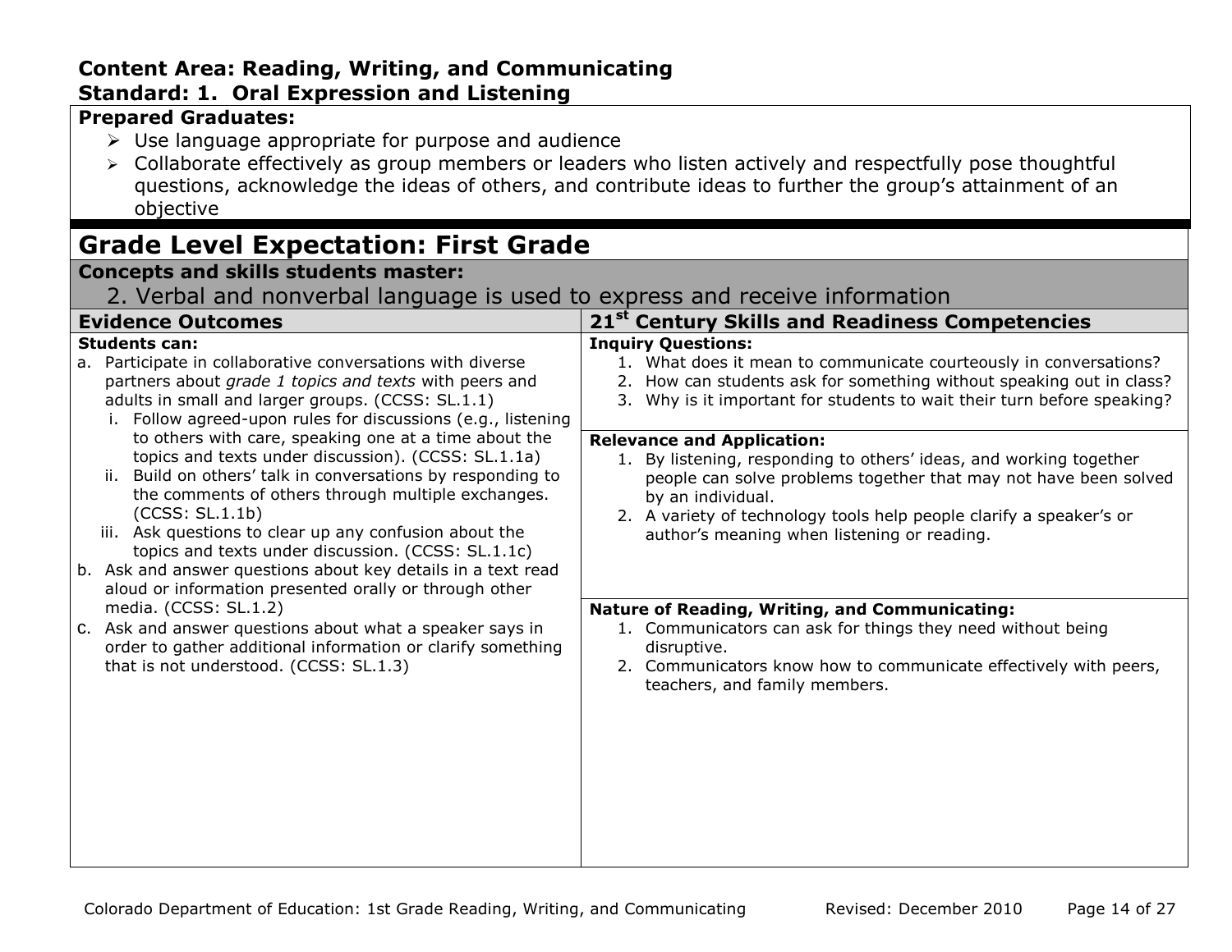**Content Area: Reading, Writing, and Communicating**
**Standard: 1. Oral Expression and Listening**

**Prepared Graduates:**

- Use language appropriate for purpose and audience
- Collaborate effectively as group members or leaders who listen actively and respectfully pose thoughtful questions, acknowledge the ideas of others, and contribute ideas to further the group's attainment of an objective

## Grade Level Expectation: First Grade

**Concepts and skills students master:**

2. Verbal and nonverbal language is used to express and receive information

### Evidence Outcomes

**Students can:**

a. Participate in collaborative conversations with diverse partners about *grade 1 topics and texts* with peers and adults in small and larger groups. (CCSS: SL.1.1)
   i. Follow agreed-upon rules for discussions (e.g., listening to others with care, speaking one at a time about the topics and texts under discussion). (CCSS: SL.1.1a)
   ii. Build on others' talk in conversations by responding to the comments of others through multiple exchanges. (CCSS: SL.1.1b)
   iii. Ask questions to clear up any confusion about the topics and texts under discussion. (CCSS: SL.1.1c)

b. Ask and answer questions about key details in a text read aloud or information presented orally or through other media. (CCSS: SL.1.2)

c. Ask and answer questions about what a speaker says in order to gather additional information or clarify something that is not understood. (CCSS: SL.1.3)

### 21st Century Skills and Readiness Competencies

**Inquiry Questions:**

1. What does it mean to communicate courteously in conversations?
2. How can students ask for something without speaking out in class?
3. Why is it important for students to wait their turn before speaking?

**Relevance and Application:**

1. By listening, responding to others' ideas, and working together people can solve problems together that may not have been solved by an individual.
2. A variety of technology tools help people clarify a speaker's or author's meaning when listening or reading.

**Nature of Reading, Writing, and Communicating:**

1. Communicators can ask for things they need without being disruptive.
2. Communicators know how to communicate effectively with peers, teachers, and family members.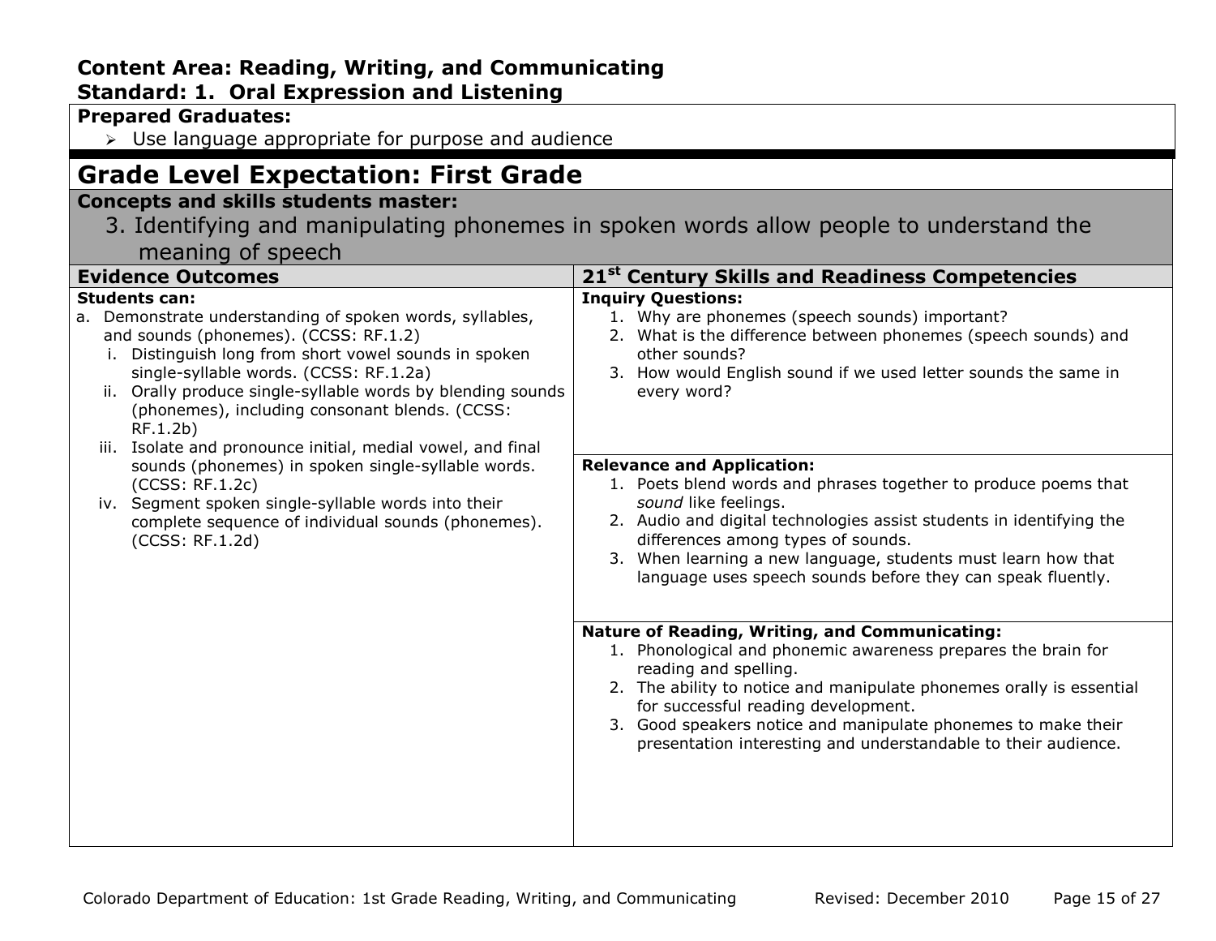**Content Area: Reading, Writing, and Communicating**
**Standard: 1. Oral Expression and Listening**

**Prepared Graduates:**

- Use language appropriate for purpose and audience

# Grade Level Expectation: First Grade

**Concepts and skills students master:**

3. Identifying and manipulating phonemes in spoken words allow people to understand the meaning of speech

| Evidence Outcomes | 21st Century Skills and Readiness Competencies |
|---|---|
| **Students can:**<br>a. Demonstrate understanding of spoken words, syllables, and sounds (phonemes). (CCSS: RF.1.2)<br>i. Distinguish long from short vowel sounds in spoken single-syllable words. (CCSS: RF.1.2a)<br>ii. Orally produce single-syllable words by blending sounds (phonemes), including consonant blends. (CCSS: RF.1.2b)<br>iii. Isolate and pronounce initial, medial vowel, and final sounds (phonemes) in spoken single-syllable words. (CCSS: RF.1.2c)<br>iv. Segment spoken single-syllable words into their complete sequence of individual sounds (phonemes). (CCSS: RF.1.2d) | **Inquiry Questions:**<br>1. Why are phonemes (speech sounds) important?<br>2. What is the difference between phonemes (speech sounds) and other sounds?<br>3. How would English sound if we used letter sounds the same in every word?<br><br>**Relevance and Application:**<br>1. Poets blend words and phrases together to produce poems that *sound* like feelings.<br>2. Audio and digital technologies assist students in identifying the differences among types of sounds.<br>3. When learning a new language, students must learn how that language uses speech sounds before they can speak fluently.<br><br>**Nature of Reading, Writing, and Communicating:**<br>1. Phonological and phonemic awareness prepares the brain for reading and spelling.<br>2. The ability to notice and manipulate phonemes orally is essential for successful reading development.<br>3. Good speakers notice and manipulate phonemes to make their presentation interesting and understandable to their audience. |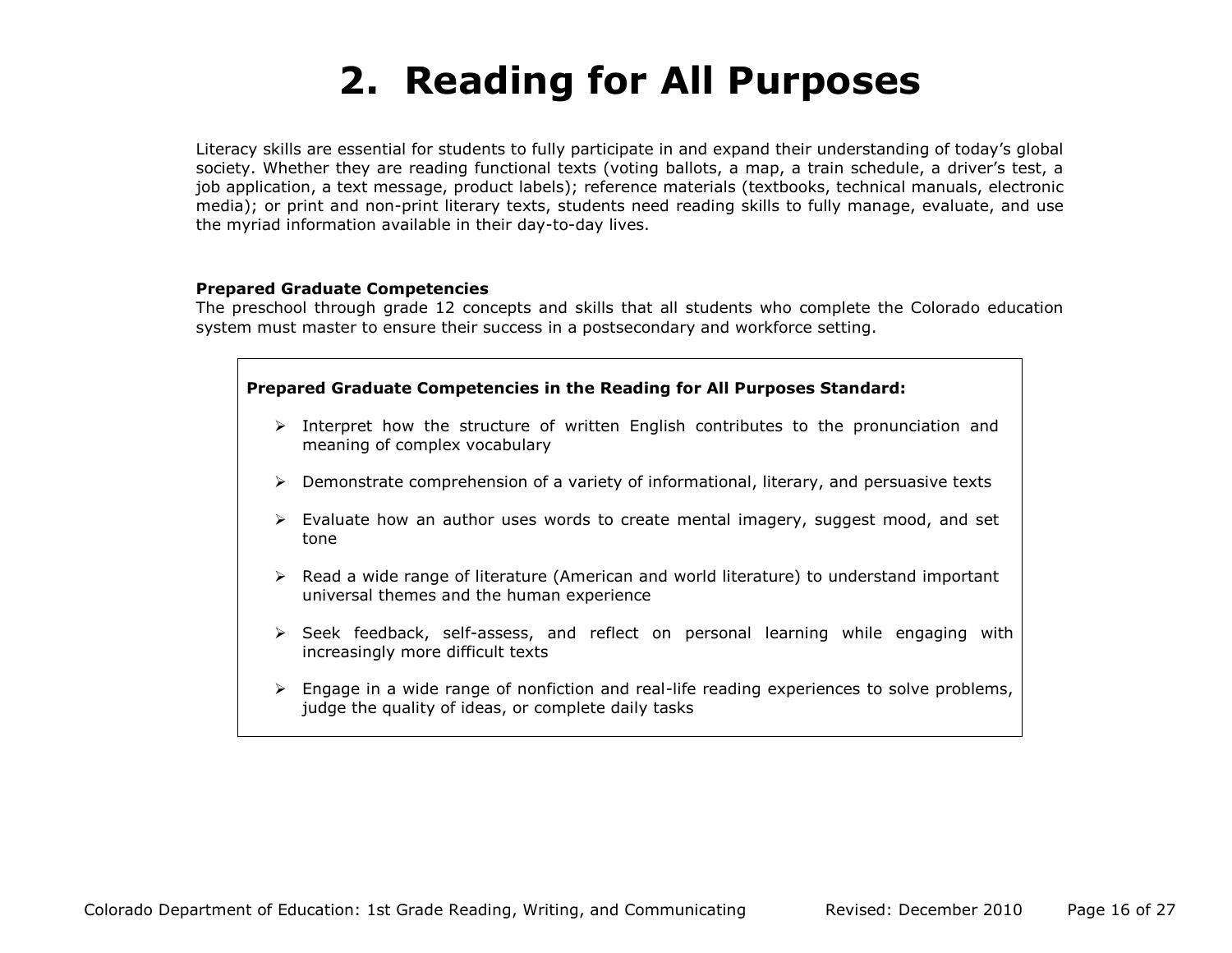# 2. Reading for All Purposes

Literacy skills are essential for students to fully participate in and expand their understanding of today's global society. Whether they are reading functional texts (voting ballots, a map, a train schedule, a driver's test, a job application, a text message, product labels); reference materials (textbooks, technical manuals, electronic media); or print and non-print literary texts, students need reading skills to fully manage, evaluate, and use the myriad information available in their day-to-day lives.

**Prepared Graduate Competencies**

The preschool through grade 12 concepts and skills that all students who complete the Colorado education system must master to ensure their success in a postsecondary and workforce setting.

**Prepared Graduate Competencies in the Reading for All Purposes Standard:**

- Interpret how the structure of written English contributes to the pronunciation and meaning of complex vocabulary
- Demonstrate comprehension of a variety of informational, literary, and persuasive texts
- Evaluate how an author uses words to create mental imagery, suggest mood, and set tone
- Read a wide range of literature (American and world literature) to understand important universal themes and the human experience
- Seek feedback, self-assess, and reflect on personal learning while engaging with increasingly more difficult texts
- Engage in a wide range of nonfiction and real-life reading experiences to solve problems, judge the quality of ideas, or complete daily tasks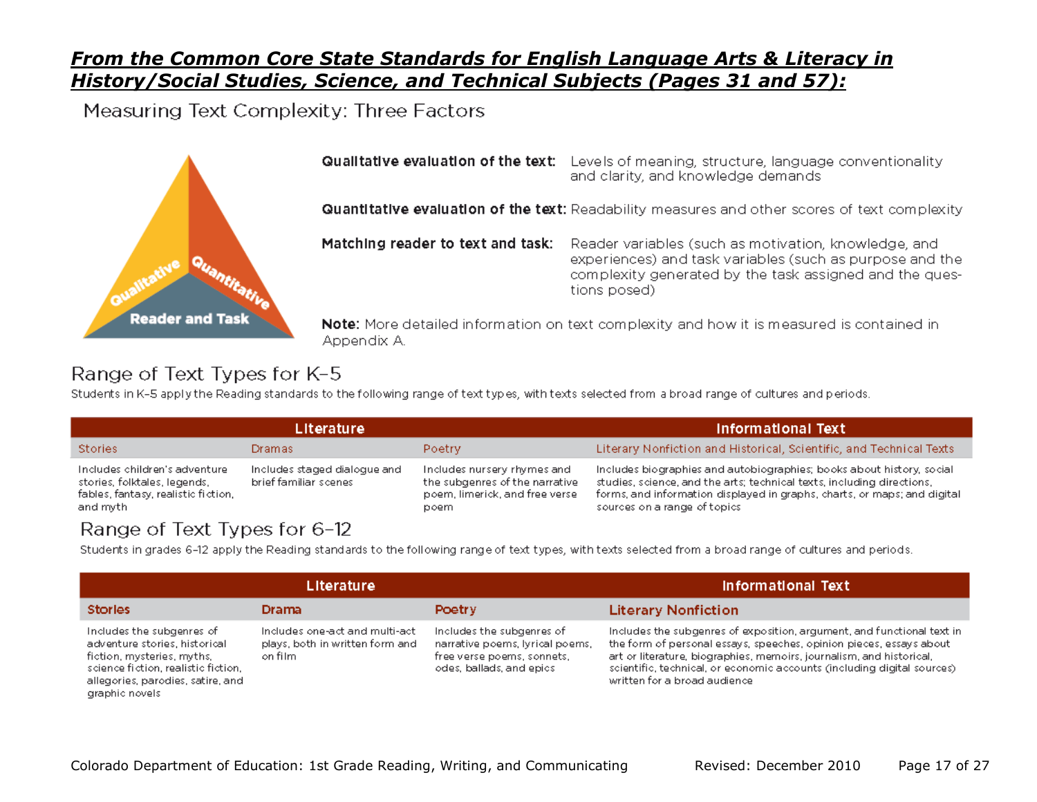***From the Common Core State Standards for English Language Arts & Literacy in History/Social Studies, Science, and Technical Subjects (Pages 31 and 57):***

## Measuring Text Complexity: Three Factors

**Qualitative evaluation of the text:** Levels of meaning, structure, language conventionality and clarity, and knowledge demands

**Quantitative evaluation of the text:** Readability measures and other scores of text complexity

**Matching reader to text and task:** Reader variables (such as motivation, knowledge, and experiences) and task variables (such as purpose and the complexity generated by the task assigned and the questions posed)

**Note:** More detailed information on text complexity and how it is measured is contained in Appendix A.

## Range of Text Types for K–5

Students in K–5 apply the Reading standards to the following range of text types, with texts selected from a broad range of cultures and periods.

| Literature | | | Informational Text |
|---|---|---|---|
| Stories | Dramas | Poetry | Literary Nonfiction and Historical, Scientific, and Technical Texts |
| Includes children's adventure stories, folktales, legends, fables, fantasy, realistic fiction, and myth | Includes staged dialogue and brief familiar scenes | Includes nursery rhymes and the subgenres of the narrative poem, limerick, and free verse poem | Includes biographies and autobiographies; books about history, social studies, science, and the arts; technical texts, including directions, forms, and information displayed in graphs, charts, or maps; and digital sources on a range of topics |

## Range of Text Types for 6–12

Students in grades 6–12 apply the Reading standards to the following range of text types, with texts selected from a broad range of cultures and periods.

| Literature | | | Informational Text |
|---|---|---|---|
| **Stories** | **Drama** | **Poetry** | **Literary Nonfiction** |
| Includes the subgenres of adventure stories, historical fiction, mysteries, myths, science fiction, realistic fiction, allegories, parodies, satire, and graphic novels | Includes one-act and multi-act plays, both in written form and on film | Includes the subgenres of narrative poems, lyrical poems, free verse poems, sonnets, odes, ballads, and epics | Includes the subgenres of exposition, argument, and functional text in the form of personal essays, speeches, opinion pieces, essays about art or literature, biographies, memoirs, journalism, and historical, scientific, technical, or economic accounts (including digital sources) written for a broad audience |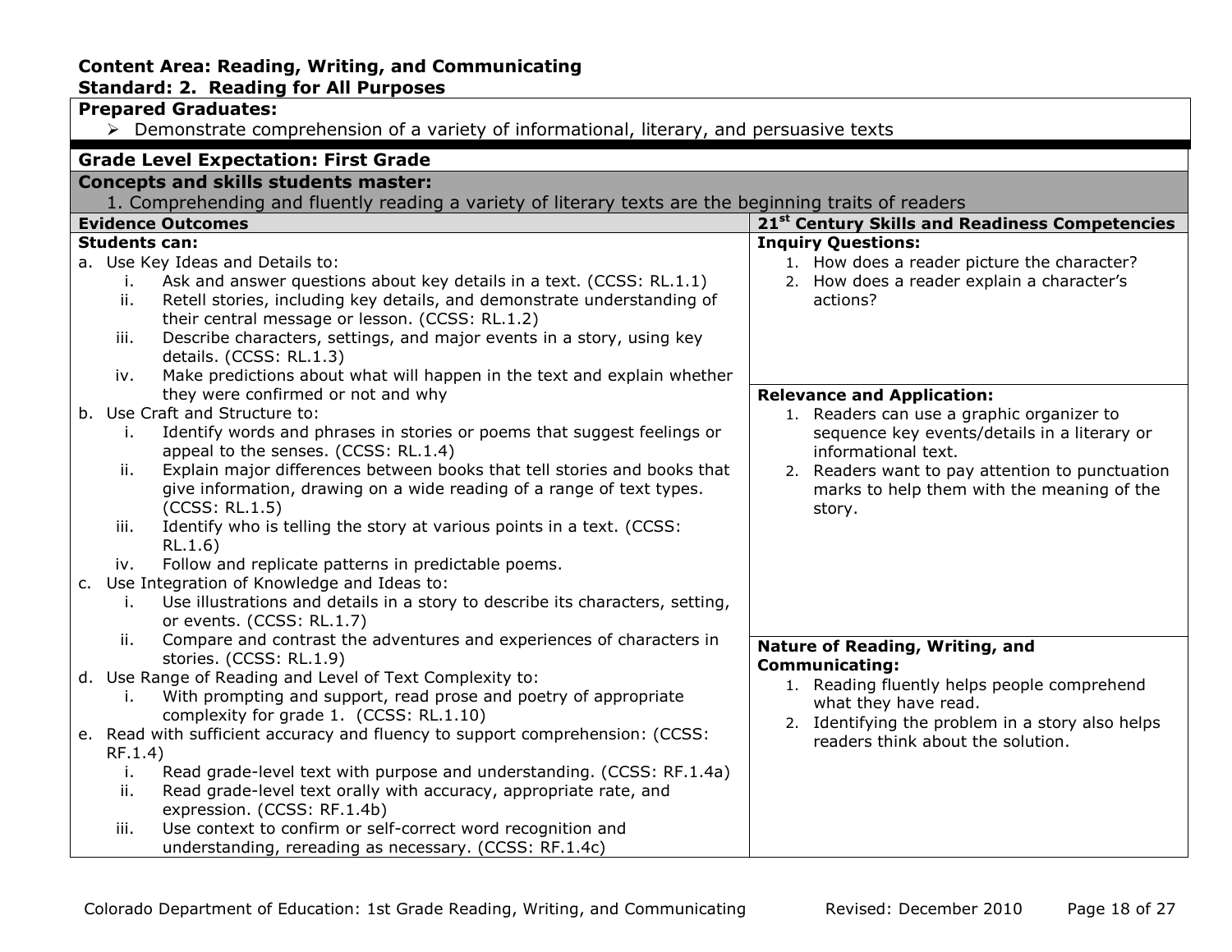**Content Area: Reading, Writing, and Communicating**
**Standard: 2. Reading for All Purposes**

**Prepared Graduates:**

- Demonstrate comprehension of a variety of informational, literary, and persuasive texts

**Grade Level Expectation: First Grade**

**Concepts and skills students master:**

1. Comprehending and fluently reading a variety of literary texts are the beginning traits of readers

| Evidence Outcomes | 21st Century Skills and Readiness Competencies |
|---|---|
| **Students can:**<br>a. Use Key Ideas and Details to:<br>i. Ask and answer questions about key details in a text. (CCSS: RL.1.1)<br>ii. Retell stories, including key details, and demonstrate understanding of their central message or lesson. (CCSS: RL.1.2)<br>iii. Describe characters, settings, and major events in a story, using key details. (CCSS: RL.1.3)<br>iv. Make predictions about what will happen in the text and explain whether they were confirmed or not and why<br>b. Use Craft and Structure to:<br>i. Identify words and phrases in stories or poems that suggest feelings or appeal to the senses. (CCSS: RL.1.4)<br>ii. Explain major differences between books that tell stories and books that give information, drawing on a wide reading of a range of text types. (CCSS: RL.1.5)<br>iii. Identify who is telling the story at various points in a text. (CCSS: RL.1.6)<br>iv. Follow and replicate patterns in predictable poems.<br>c. Use Integration of Knowledge and Ideas to:<br>i. Use illustrations and details in a story to describe its characters, setting, or events. (CCSS: RL.1.7)<br>ii. Compare and contrast the adventures and experiences of characters in stories. (CCSS: RL.1.9)<br>d. Use Range of Reading and Level of Text Complexity to:<br>i. With prompting and support, read prose and poetry of appropriate complexity for grade 1. (CCSS: RL.1.10)<br>e. Read with sufficient accuracy and fluency to support comprehension: (CCSS: RF.1.4)<br>i. Read grade-level text with purpose and understanding. (CCSS: RF.1.4a)<br>ii. Read grade-level text orally with accuracy, appropriate rate, and expression. (CCSS: RF.1.4b)<br>iii. Use context to confirm or self-correct word recognition and understanding, rereading as necessary. (CCSS: RF.1.4c) | **Inquiry Questions:**<br>1. How does a reader picture the character?<br>2. How does a reader explain a character's actions?<br><br>**Relevance and Application:**<br>1. Readers can use a graphic organizer to sequence key events/details in a literary or informational text.<br>2. Readers want to pay attention to punctuation marks to help them with the meaning of the story.<br><br>**Nature of Reading, Writing, and Communicating:**<br>1. Reading fluently helps people comprehend what they have read.<br>2. Identifying the problem in a story also helps readers think about the solution. |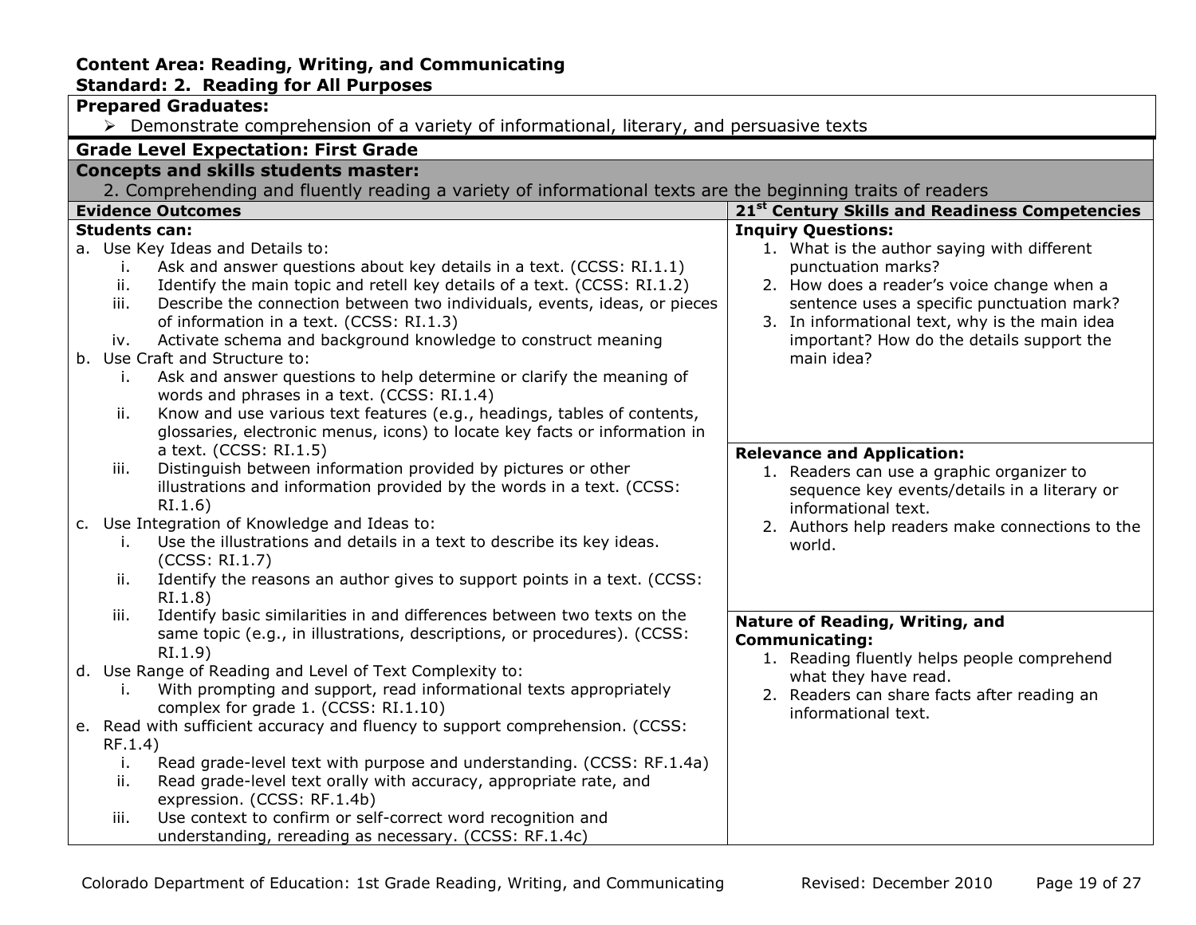**Content Area: Reading, Writing, and Communicating**
**Standard: 2. Reading for All Purposes**

**Prepared Graduates:**

- Demonstrate comprehension of a variety of informational, literary, and persuasive texts

**Grade Level Expectation: First Grade**

**Concepts and skills students master:**

2. Comprehending and fluently reading a variety of informational texts are the beginning traits of readers

| Evidence Outcomes | 21st Century Skills and Readiness Competencies |
|---|---|
| **Students can:**<br>a. Use Key Ideas and Details to:<br>&nbsp;&nbsp;&nbsp;i. Ask and answer questions about key details in a text. (CCSS: RI.1.1)<br>&nbsp;&nbsp;&nbsp;ii. Identify the main topic and retell key details of a text. (CCSS: RI.1.2)<br>&nbsp;&nbsp;&nbsp;iii. Describe the connection between two individuals, events, ideas, or pieces of information in a text. (CCSS: RI.1.3)<br>&nbsp;&nbsp;&nbsp;iv. Activate schema and background knowledge to construct meaning<br>b. Use Craft and Structure to:<br>&nbsp;&nbsp;&nbsp;i. Ask and answer questions to help determine or clarify the meaning of words and phrases in a text. (CCSS: RI.1.4)<br>&nbsp;&nbsp;&nbsp;ii. Know and use various text features (e.g., headings, tables of contents, glossaries, electronic menus, icons) to locate key facts or information in a text. (CCSS: RI.1.5)<br>&nbsp;&nbsp;&nbsp;iii. Distinguish between information provided by pictures or other illustrations and information provided by the words in a text. (CCSS: RI.1.6)<br>c. Use Integration of Knowledge and Ideas to:<br>&nbsp;&nbsp;&nbsp;i. Use the illustrations and details in a text to describe its key ideas. (CCSS: RI.1.7)<br>&nbsp;&nbsp;&nbsp;ii. Identify the reasons an author gives to support points in a text. (CCSS: RI.1.8)<br>&nbsp;&nbsp;&nbsp;iii. Identify basic similarities in and differences between two texts on the same topic (e.g., in illustrations, descriptions, or procedures). (CCSS: RI.1.9)<br>d. Use Range of Reading and Level of Text Complexity to:<br>&nbsp;&nbsp;&nbsp;i. With prompting and support, read informational texts appropriately complex for grade 1. (CCSS: RI.1.10)<br>e. Read with sufficient accuracy and fluency to support comprehension. (CCSS: RF.1.4)<br>&nbsp;&nbsp;&nbsp;i. Read grade-level text with purpose and understanding. (CCSS: RF.1.4a)<br>&nbsp;&nbsp;&nbsp;ii. Read grade-level text orally with accuracy, appropriate rate, and expression. (CCSS: RF.1.4b)<br>&nbsp;&nbsp;&nbsp;iii. Use context to confirm or self-correct word recognition and understanding, rereading as necessary. (CCSS: RF.1.4c) | **Inquiry Questions:**<br>1. What is the author saying with different punctuation marks?<br>2. How does a reader's voice change when a sentence uses a specific punctuation mark?<br>3. In informational text, why is the main idea important? How do the details support the main idea?<br><br>**Relevance and Application:**<br>1. Readers can use a graphic organizer to sequence key events/details in a literary or informational text.<br>2. Authors help readers make connections to the world.<br><br>**Nature of Reading, Writing, and Communicating:**<br>1. Reading fluently helps people comprehend what they have read.<br>2. Readers can share facts after reading an informational text. |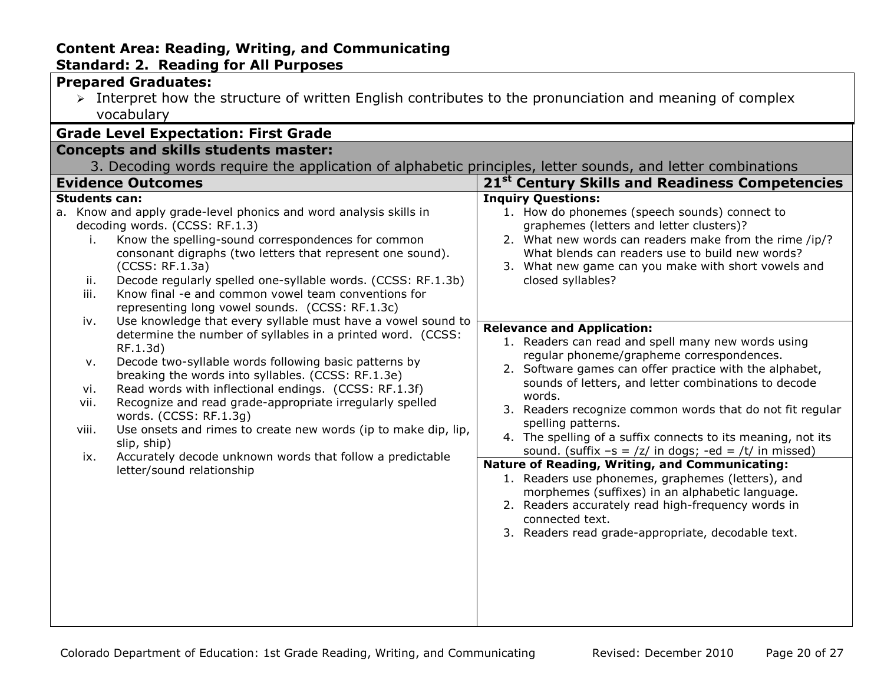**Content Area: Reading, Writing, and Communicating**
**Standard: 2. Reading for All Purposes**

**Prepared Graduates:**

- Interpret how the structure of written English contributes to the pronunciation and meaning of complex vocabulary

**Grade Level Expectation: First Grade**

**Concepts and skills students master:**

3. Decoding words require the application of alphabetic principles, letter sounds, and letter combinations

| Evidence Outcomes | 21st Century Skills and Readiness Competencies |
|---|---|
| **Students can:**<br>a. Know and apply grade-level phonics and word analysis skills in decoding words. (CCSS: RF.1.3)<br>i. Know the spelling-sound correspondences for common consonant digraphs (two letters that represent one sound). (CCSS: RF.1.3a)<br>ii. Decode regularly spelled one-syllable words. (CCSS: RF.1.3b)<br>iii. Know final -e and common vowel team conventions for representing long vowel sounds. (CCSS: RF.1.3c)<br>iv. Use knowledge that every syllable must have a vowel sound to determine the number of syllables in a printed word. (CCSS: RF.1.3d)<br>v. Decode two-syllable words following basic patterns by breaking the words into syllables. (CCSS: RF.1.3e)<br>vi. Read words with inflectional endings. (CCSS: RF.1.3f)<br>vii. Recognize and read grade-appropriate irregularly spelled words. (CCSS: RF.1.3g)<br>viii. Use onsets and rimes to create new words (ip to make dip, lip, slip, ship)<br>ix. Accurately decode unknown words that follow a predictable letter/sound relationship | **Inquiry Questions:**<br>1. How do phonemes (speech sounds) connect to graphemes (letters and letter clusters)?<br>2. What new words can readers make from the rime /ip/? What blends can readers use to build new words?<br>3. What new game can you make with short vowels and closed syllables?<br><br>**Relevance and Application:**<br>1. Readers can read and spell many new words using regular phoneme/grapheme correspondences.<br>2. Software games can offer practice with the alphabet, sounds of letters, and letter combinations to decode words.<br>3. Readers recognize common words that do not fit regular spelling patterns.<br>4. The spelling of a suffix connects to its meaning, not its sound. (suffix –s = /z/ in dogs; -ed = /t/ in missed)<br><br>**Nature of Reading, Writing, and Communicating:**<br>1. Readers use phonemes, graphemes (letters), and morphemes (suffixes) in an alphabetic language.<br>2. Readers accurately read high-frequency words in connected text.<br>3. Readers read grade-appropriate, decodable text. |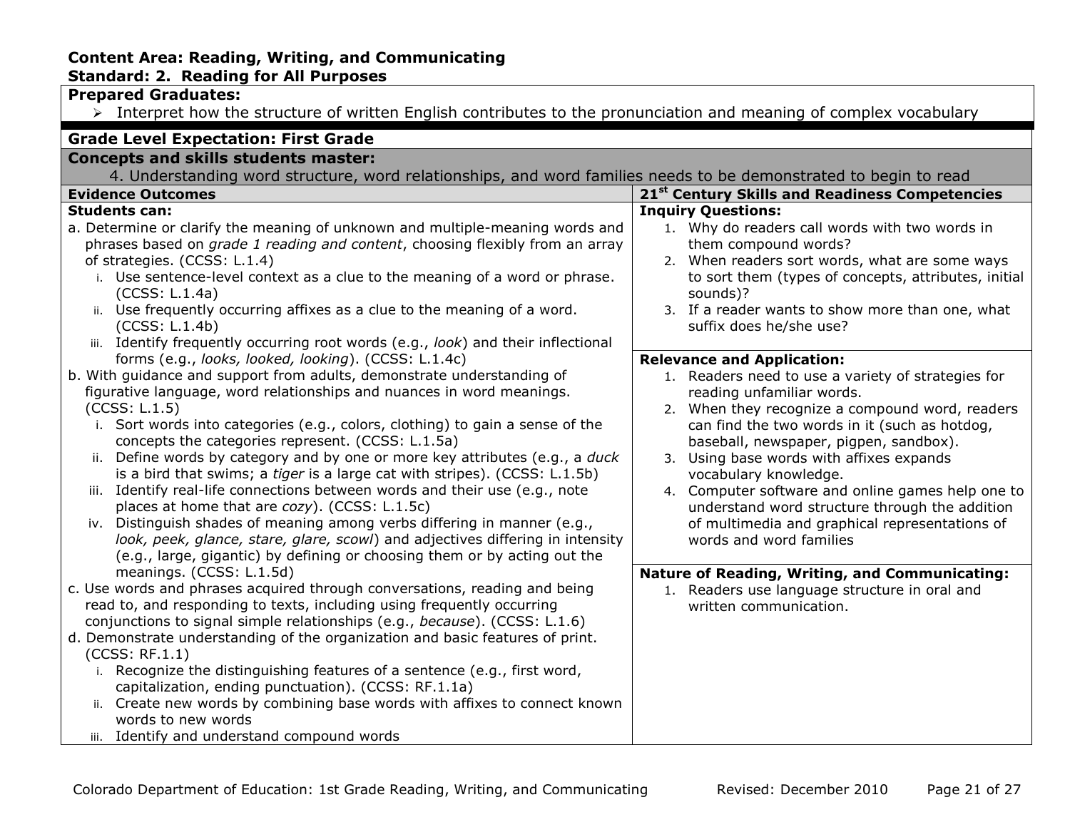**Content Area: Reading, Writing, and Communicating**
**Standard: 2. Reading for All Purposes**

**Prepared Graduates:**

- Interpret how the structure of written English contributes to the pronunciation and meaning of complex vocabulary

**Grade Level Expectation: First Grade**

**Concepts and skills students master:**

4. Understanding word structure, word relationships, and word families needs to be demonstrated to begin to read

| Evidence Outcomes | 21st Century Skills and Readiness Competencies |
|---|---|
| **Students can:**<br>a. Determine or clarify the meaning of unknown and multiple-meaning words and phrases based on *grade 1 reading and content*, choosing flexibly from an array of strategies. (CCSS: L.1.4)<br>i. Use sentence-level context as a clue to the meaning of a word or phrase. (CCSS: L.1.4a)<br>ii. Use frequently occurring affixes as a clue to the meaning of a word. (CCSS: L.1.4b)<br>iii. Identify frequently occurring root words (e.g., *look*) and their inflectional forms (e.g., *looks, looked, looking*). (CCSS: L.1.4c)<br>b. With guidance and support from adults, demonstrate understanding of figurative language, word relationships and nuances in word meanings. (CCSS: L.1.5)<br>i. Sort words into categories (e.g., colors, clothing) to gain a sense of the concepts the categories represent. (CCSS: L.1.5a)<br>ii. Define words by category and by one or more key attributes (e.g., a *duck* is a bird that swims; a *tiger* is a large cat with stripes). (CCSS: L.1.5b)<br>iii. Identify real-life connections between words and their use (e.g., note places at home that are *cozy*). (CCSS: L.1.5c)<br>iv. Distinguish shades of meaning among verbs differing in manner (e.g., *look, peek, glance, stare, glare, scowl*) and adjectives differing in intensity (e.g., large, gigantic) by defining or choosing them or by acting out the meanings. (CCSS: L.1.5d)<br>c. Use words and phrases acquired through conversations, reading and being read to, and responding to texts, including using frequently occurring conjunctions to signal simple relationships (e.g., *because*). (CCSS: L.1.6)<br>d. Demonstrate understanding of the organization and basic features of print. (CCSS: RF.1.1)<br>i. Recognize the distinguishing features of a sentence (e.g., first word, capitalization, ending punctuation). (CCSS: RF.1.1a)<br>ii. Create new words by combining base words with affixes to connect known words to new words<br>iii. Identify and understand compound words | **Inquiry Questions:**<br>1. Why do readers call words with two words in them compound words?<br>2. When readers sort words, what are some ways to sort them (types of concepts, attributes, initial sounds)?<br>3. If a reader wants to show more than one, what suffix does he/she use?<br><br>**Relevance and Application:**<br>1. Readers need to use a variety of strategies for reading unfamiliar words.<br>2. When they recognize a compound word, readers can find the two words in it (such as hotdog, baseball, newspaper, pigpen, sandbox).<br>3. Using base words with affixes expands vocabulary knowledge.<br>4. Computer software and online games help one to understand word structure through the addition of multimedia and graphical representations of words and word families<br><br>**Nature of Reading, Writing, and Communicating:**<br>1. Readers use language structure in oral and written communication. |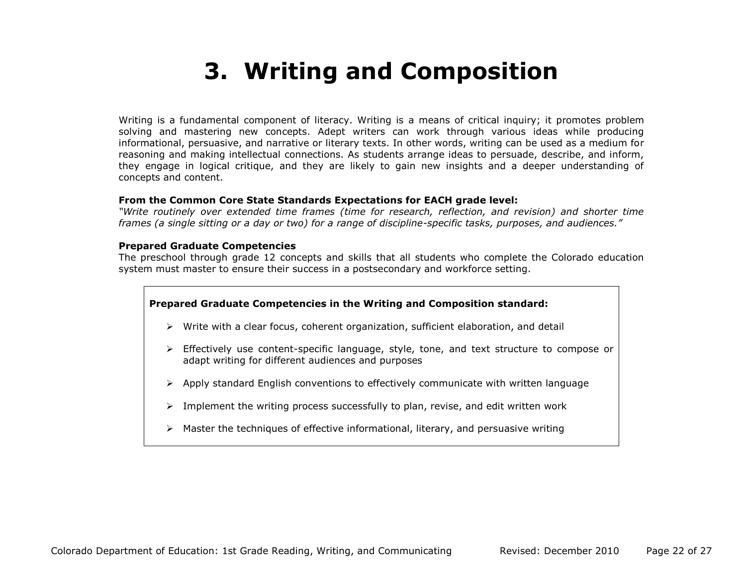# 3. Writing and Composition

Writing is a fundamental component of literacy. Writing is a means of critical inquiry; it promotes problem solving and mastering new concepts. Adept writers can work through various ideas while producing informational, persuasive, and narrative or literary texts. In other words, writing can be used as a medium for reasoning and making intellectual connections. As students arrange ideas to persuade, describe, and inform, they engage in logical critique, and they are likely to gain new insights and a deeper understanding of concepts and content.

**From the Common Core State Standards Expectations for EACH grade level:**
*"Write routinely over extended time frames (time for research, reflection, and revision) and shorter time frames (a single sitting or a day or two) for a range of discipline-specific tasks, purposes, and audiences."*

**Prepared Graduate Competencies**
The preschool through grade 12 concepts and skills that all students who complete the Colorado education system must master to ensure their success in a postsecondary and workforce setting.

**Prepared Graduate Competencies in the Writing and Composition standard:**

- Write with a clear focus, coherent organization, sufficient elaboration, and detail
- Effectively use content-specific language, style, tone, and text structure to compose or adapt writing for different audiences and purposes
- Apply standard English conventions to effectively communicate with written language
- Implement the writing process successfully to plan, revise, and edit written work
- Master the techniques of effective informational, literary, and persuasive writing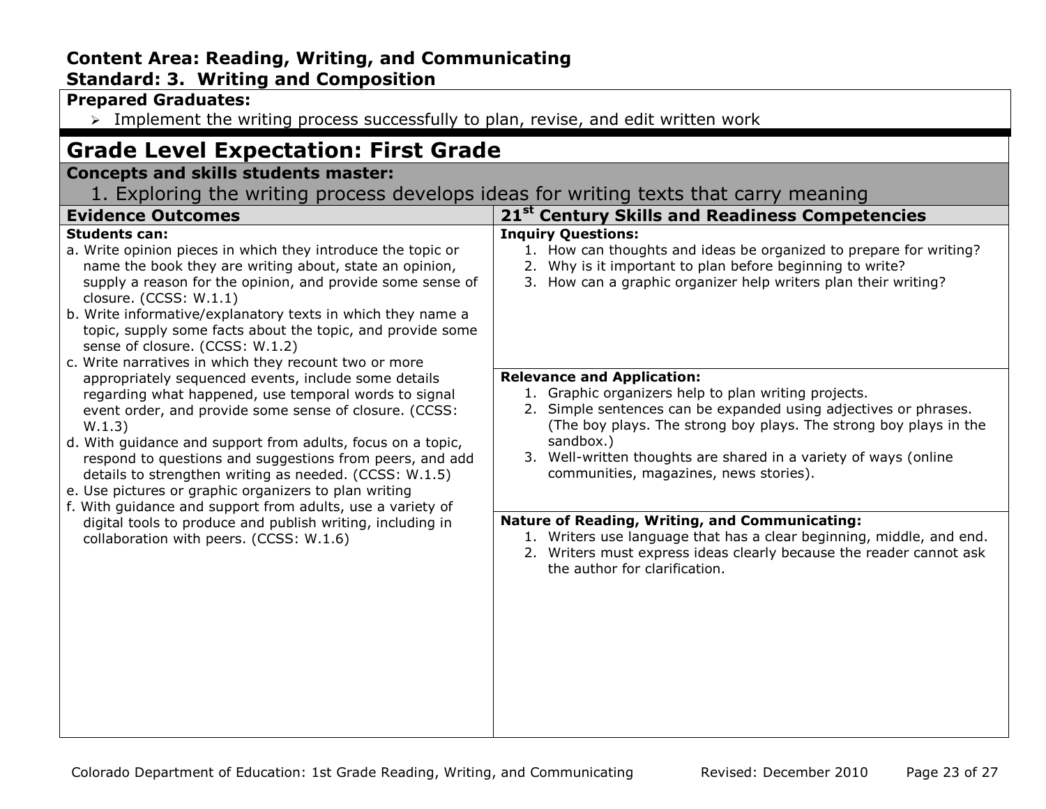**Content Area: Reading, Writing, and Communicating**
**Standard: 3. Writing and Composition**

**Prepared Graduates:**

- Implement the writing process successfully to plan, revise, and edit written work

## Grade Level Expectation: First Grade

**Concepts and skills students master:**

1. Exploring the writing process develops ideas for writing texts that carry meaning

| Evidence Outcomes | 21st Century Skills and Readiness Competencies |
|---|---|
| **Students can:**<br>a. Write opinion pieces in which they introduce the topic or name the book they are writing about, state an opinion, supply a reason for the opinion, and provide some sense of closure. (CCSS: W.1.1)<br>b. Write informative/explanatory texts in which they name a topic, supply some facts about the topic, and provide some sense of closure. (CCSS: W.1.2)<br>c. Write narratives in which they recount two or more appropriately sequenced events, include some details regarding what happened, use temporal words to signal event order, and provide some sense of closure. (CCSS: W.1.3)<br>d. With guidance and support from adults, focus on a topic, respond to questions and suggestions from peers, and add details to strengthen writing as needed. (CCSS: W.1.5)<br>e. Use pictures or graphic organizers to plan writing<br>f. With guidance and support from adults, use a variety of digital tools to produce and publish writing, including in collaboration with peers. (CCSS: W.1.6) | **Inquiry Questions:**<br>1. How can thoughts and ideas be organized to prepare for writing?<br>2. Why is it important to plan before beginning to write?<br>3. How can a graphic organizer help writers plan their writing?<br><br>**Relevance and Application:**<br>1. Graphic organizers help to plan writing projects.<br>2. Simple sentences can be expanded using adjectives or phrases. (The boy plays. The strong boy plays. The strong boy plays in the sandbox.)<br>3. Well-written thoughts are shared in a variety of ways (online communities, magazines, news stories).<br><br>**Nature of Reading, Writing, and Communicating:**<br>1. Writers use language that has a clear beginning, middle, and end.<br>2. Writers must express ideas clearly because the reader cannot ask the author for clarification. |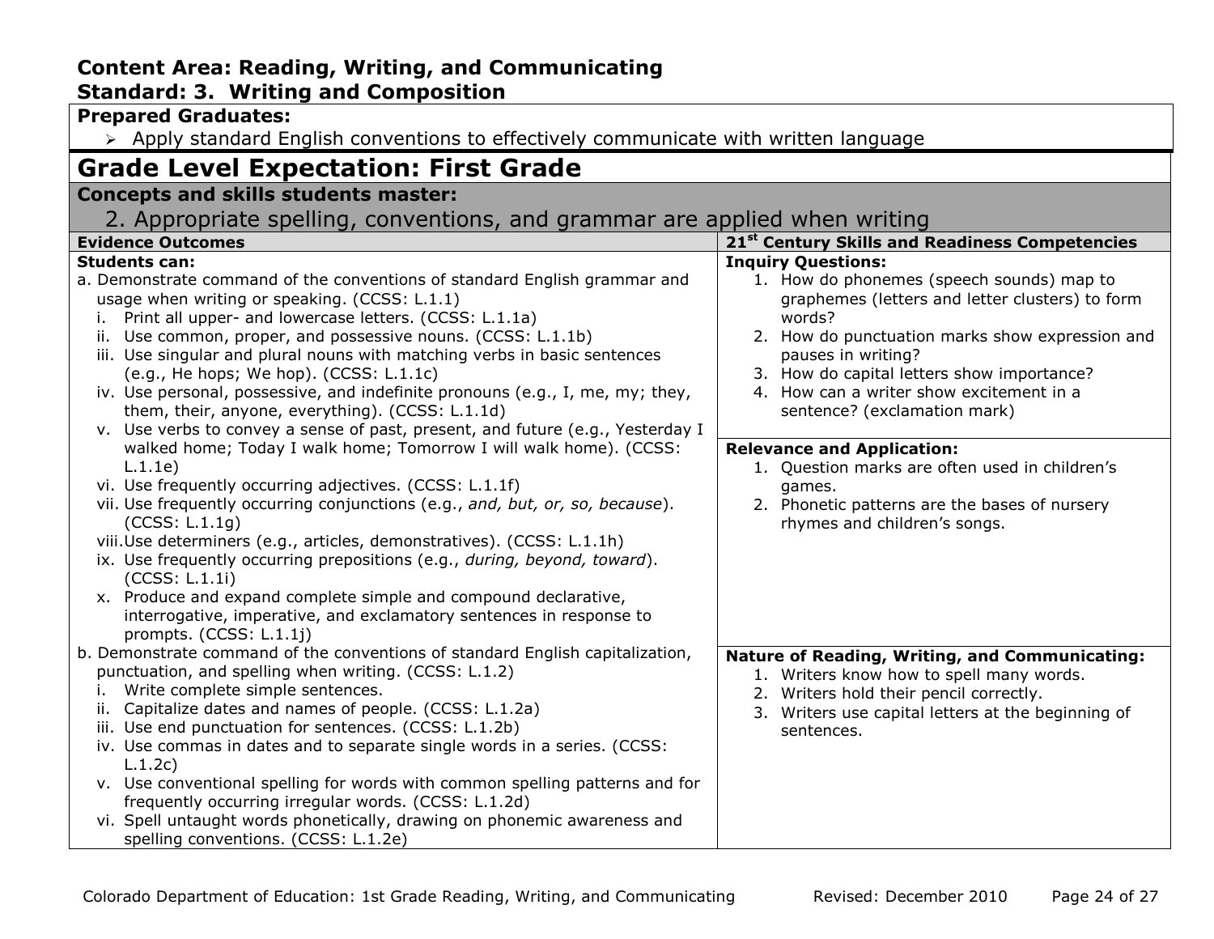**Content Area: Reading, Writing, and Communicating**
**Standard: 3. Writing and Composition**

**Prepared Graduates:**

- Apply standard English conventions to effectively communicate with written language

## Grade Level Expectation: First Grade

**Concepts and skills students master:**

2. Appropriate spelling, conventions, and grammar are applied when writing

| Evidence Outcomes | 21st Century Skills and Readiness Competencies |
|---|---|
| **Students can:**<br>a. Demonstrate command of the conventions of standard English grammar and usage when writing or speaking. (CCSS: L.1.1)<br>i. Print all upper- and lowercase letters. (CCSS: L.1.1a)<br>ii. Use common, proper, and possessive nouns. (CCSS: L.1.1b)<br>iii. Use singular and plural nouns with matching verbs in basic sentences (e.g., He hops; We hop). (CCSS: L.1.1c)<br>iv. Use personal, possessive, and indefinite pronouns (e.g., I, me, my; they, them, their, anyone, everything). (CCSS: L.1.1d)<br>v. Use verbs to convey a sense of past, present, and future (e.g., Yesterday I walked home; Today I walk home; Tomorrow I will walk home). (CCSS: L.1.1e)<br>vi. Use frequently occurring adjectives. (CCSS: L.1.1f)<br>vii. Use frequently occurring conjunctions (e.g., *and, but, or, so, because*). (CCSS: L.1.1g)<br>viii. Use determiners (e.g., articles, demonstratives). (CCSS: L.1.1h)<br>ix. Use frequently occurring prepositions (e.g., *during, beyond, toward*). (CCSS: L.1.1i)<br>x. Produce and expand complete simple and compound declarative, interrogative, imperative, and exclamatory sentences in response to prompts. (CCSS: L.1.1j)<br>b. Demonstrate command of the conventions of standard English capitalization, punctuation, and spelling when writing. (CCSS: L.1.2)<br>i. Write complete simple sentences.<br>ii. Capitalize dates and names of people. (CCSS: L.1.2a)<br>iii. Use end punctuation for sentences. (CCSS: L.1.2b)<br>iv. Use commas in dates and to separate single words in a series. (CCSS: L.1.2c)<br>v. Use conventional spelling for words with common spelling patterns and for frequently occurring irregular words. (CCSS: L.1.2d)<br>vi. Spell untaught words phonetically, drawing on phonemic awareness and spelling conventions. (CCSS: L.1.2e) | **Inquiry Questions:**<br>1. How do phonemes (speech sounds) map to graphemes (letters and letter clusters) to form words?<br>2. How do punctuation marks show expression and pauses in writing?<br>3. How do capital letters show importance?<br>4. How can a writer show excitement in a sentence? (exclamation mark)<br><br>**Relevance and Application:**<br>1. Question marks are often used in children's games.<br>2. Phonetic patterns are the bases of nursery rhymes and children's songs.<br><br>**Nature of Reading, Writing, and Communicating:**<br>1. Writers know how to spell many words.<br>2. Writers hold their pencil correctly.<br>3. Writers use capital letters at the beginning of sentences. |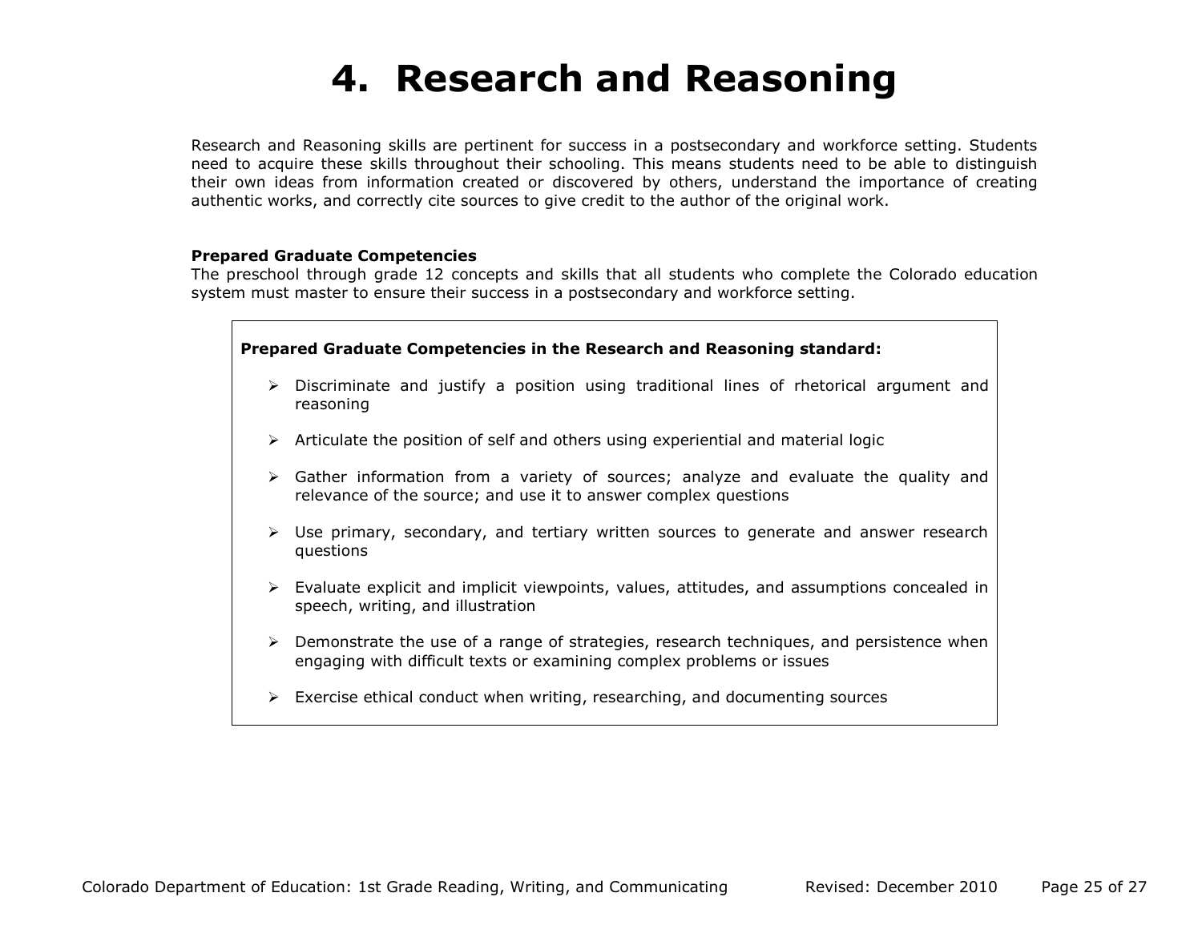# 4. Research and Reasoning

Research and Reasoning skills are pertinent for success in a postsecondary and workforce setting. Students need to acquire these skills throughout their schooling. This means students need to be able to distinguish their own ideas from information created or discovered by others, understand the importance of creating authentic works, and correctly cite sources to give credit to the author of the original work.

**Prepared Graduate Competencies**
The preschool through grade 12 concepts and skills that all students who complete the Colorado education system must master to ensure their success in a postsecondary and workforce setting.

**Prepared Graduate Competencies in the Research and Reasoning standard:**

- Discriminate and justify a position using traditional lines of rhetorical argument and reasoning
- Articulate the position of self and others using experiential and material logic
- Gather information from a variety of sources; analyze and evaluate the quality and relevance of the source; and use it to answer complex questions
- Use primary, secondary, and tertiary written sources to generate and answer research questions
- Evaluate explicit and implicit viewpoints, values, attitudes, and assumptions concealed in speech, writing, and illustration
- Demonstrate the use of a range of strategies, research techniques, and persistence when engaging with difficult texts or examining complex problems or issues
- Exercise ethical conduct when writing, researching, and documenting sources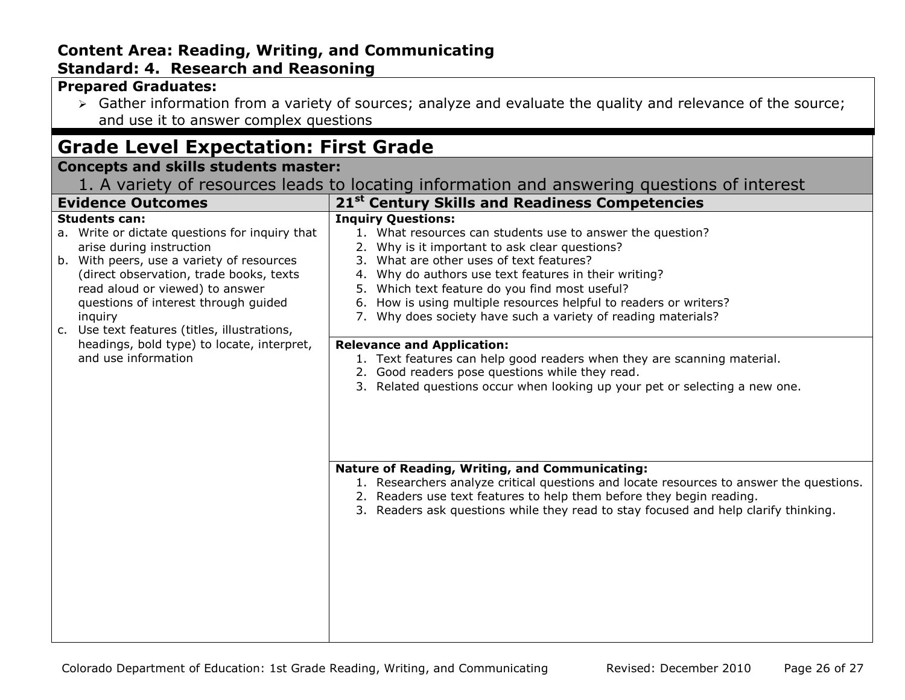**Content Area: Reading, Writing, and Communicating**
**Standard: 4. Research and Reasoning**

**Prepared Graduates:**

- Gather information from a variety of sources; analyze and evaluate the quality and relevance of the source; and use it to answer complex questions

## Grade Level Expectation: First Grade

**Concepts and skills students master:**

1. A variety of resources leads to locating information and answering questions of interest

| Evidence Outcomes | 21st Century Skills and Readiness Competencies |
|---|---|
| **Students can:**<br>a. Write or dictate questions for inquiry that arise during instruction<br>b. With peers, use a variety of resources (direct observation, trade books, texts read aloud or viewed) to answer questions of interest through guided inquiry<br>c. Use text features (titles, illustrations, headings, bold type) to locate, interpret, and use information | **Inquiry Questions:**<br>1. What resources can students use to answer the question?<br>2. Why is it important to ask clear questions?<br>3. What are other uses of text features?<br>4. Why do authors use text features in their writing?<br>5. Which text feature do you find most useful?<br>6. How is using multiple resources helpful to readers or writers?<br>7. Why does society have such a variety of reading materials? |
| | **Relevance and Application:**<br>1. Text features can help good readers when they are scanning material.<br>2. Good readers pose questions while they read.<br>3. Related questions occur when looking up your pet or selecting a new one. |
| | **Nature of Reading, Writing, and Communicating:**<br>1. Researchers analyze critical questions and locate resources to answer the questions.<br>2. Readers use text features to help them before they begin reading.<br>3. Readers ask questions while they read to stay focused and help clarify thinking. |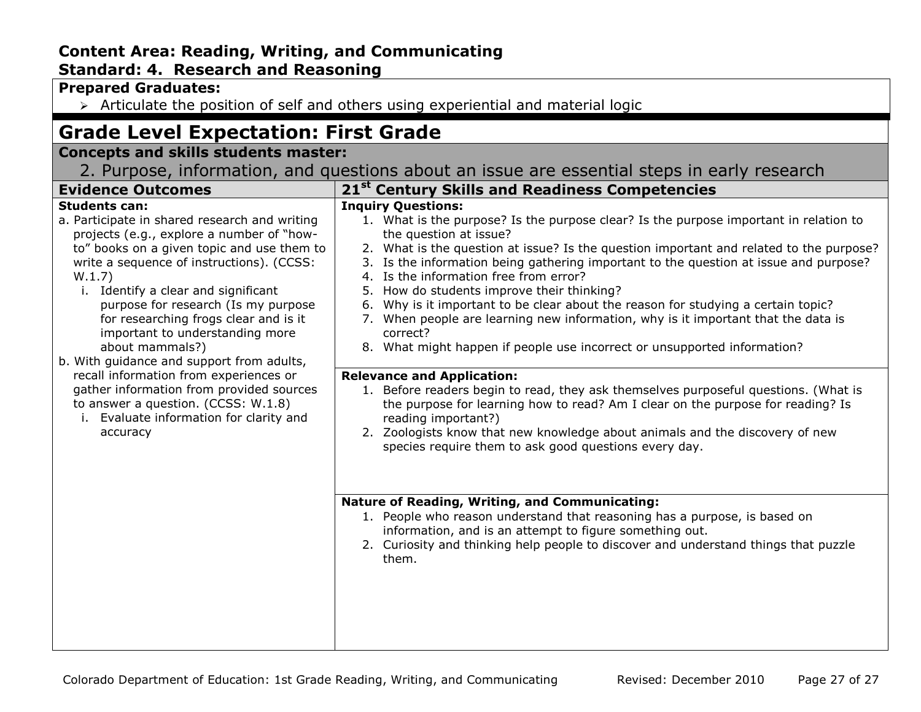**Content Area: Reading, Writing, and Communicating**
**Standard: 4. Research and Reasoning**

**Prepared Graduates:**

- Articulate the position of self and others using experiential and material logic

## Grade Level Expectation: First Grade

**Concepts and skills students master:**

2. Purpose, information, and questions about an issue are essential steps in early research

| Evidence Outcomes | 21st Century Skills and Readiness Competencies |
|---|---|
| **Students can:**<br>a. Participate in shared research and writing projects (e.g., explore a number of "how-to" books on a given topic and use them to write a sequence of instructions). (CCSS: W.1.7)<br>i. Identify a clear and significant purpose for research (Is my purpose for researching frogs clear and is it important to understanding more about mammals?)<br>b. With guidance and support from adults, recall information from experiences or gather information from provided sources to answer a question. (CCSS: W.1.8)<br>i. Evaluate information for clarity and accuracy | **Inquiry Questions:**<br>1. What is the purpose? Is the purpose clear? Is the purpose important in relation to the question at issue?<br>2. What is the question at issue? Is the question important and related to the purpose?<br>3. Is the information being gathering important to the question at issue and purpose?<br>4. Is the information free from error?<br>5. How do students improve their thinking?<br>6. Why is it important to be clear about the reason for studying a certain topic?<br>7. When people are learning new information, why is it important that the data is correct?<br>8. What might happen if people use incorrect or unsupported information?<br><br>**Relevance and Application:**<br>1. Before readers begin to read, they ask themselves purposeful questions. (What is the purpose for learning how to read? Am I clear on the purpose for reading? Is reading important?)<br>2. Zoologists know that new knowledge about animals and the discovery of new species require them to ask good questions every day.<br><br>**Nature of Reading, Writing, and Communicating:**<br>1. People who reason understand that reasoning has a purpose, is based on information, and is an attempt to figure something out.<br>2. Curiosity and thinking help people to discover and understand things that puzzle them. |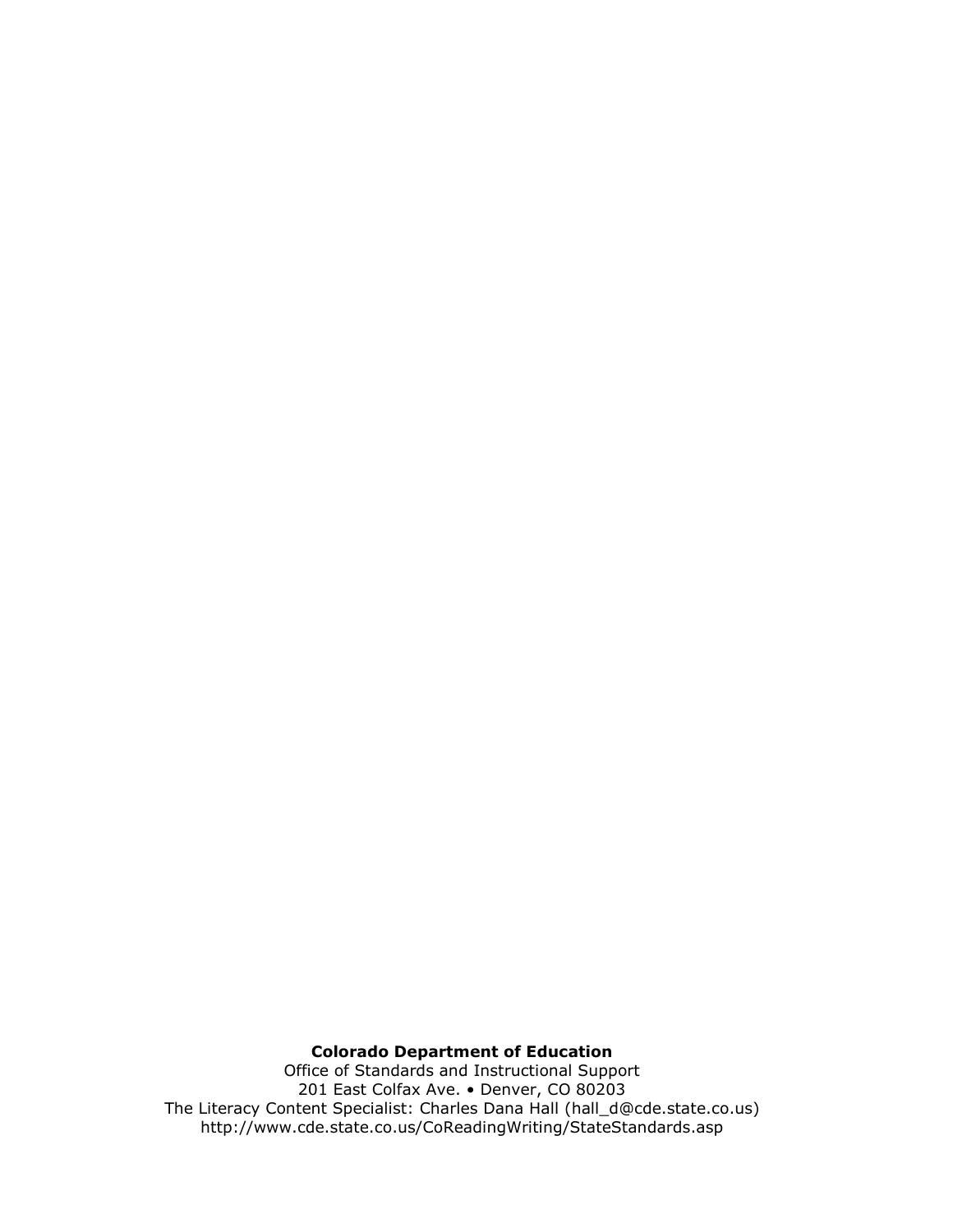**Colorado Department of Education**
Office of Standards and Instructional Support
201 East Colfax Ave. • Denver, CO 80203
The Literacy Content Specialist: Charles Dana Hall (hall_d@cde.state.co.us)
http://www.cde.state.co.us/CoReadingWriting/StateStandards.asp